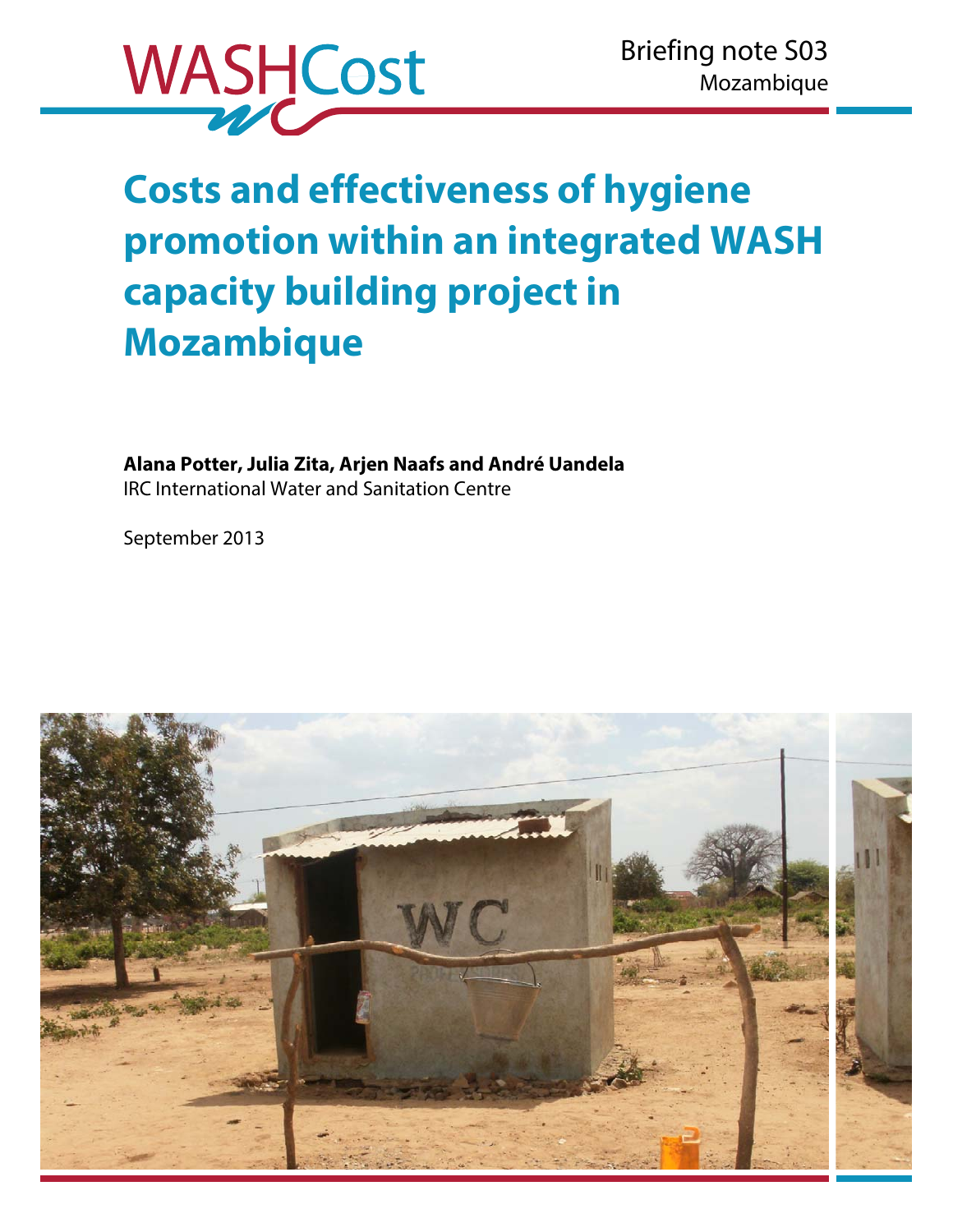WASHCost

Briefing note S03
Mozambique

# Costs and effectiveness of hygiene promotion within an integrated WASH capacity building project in Mozambique

**Alana Potter, Julia Zita, Arjen Naafs and André Uandela**
IRC International Water and Sanitation Centre

September 2013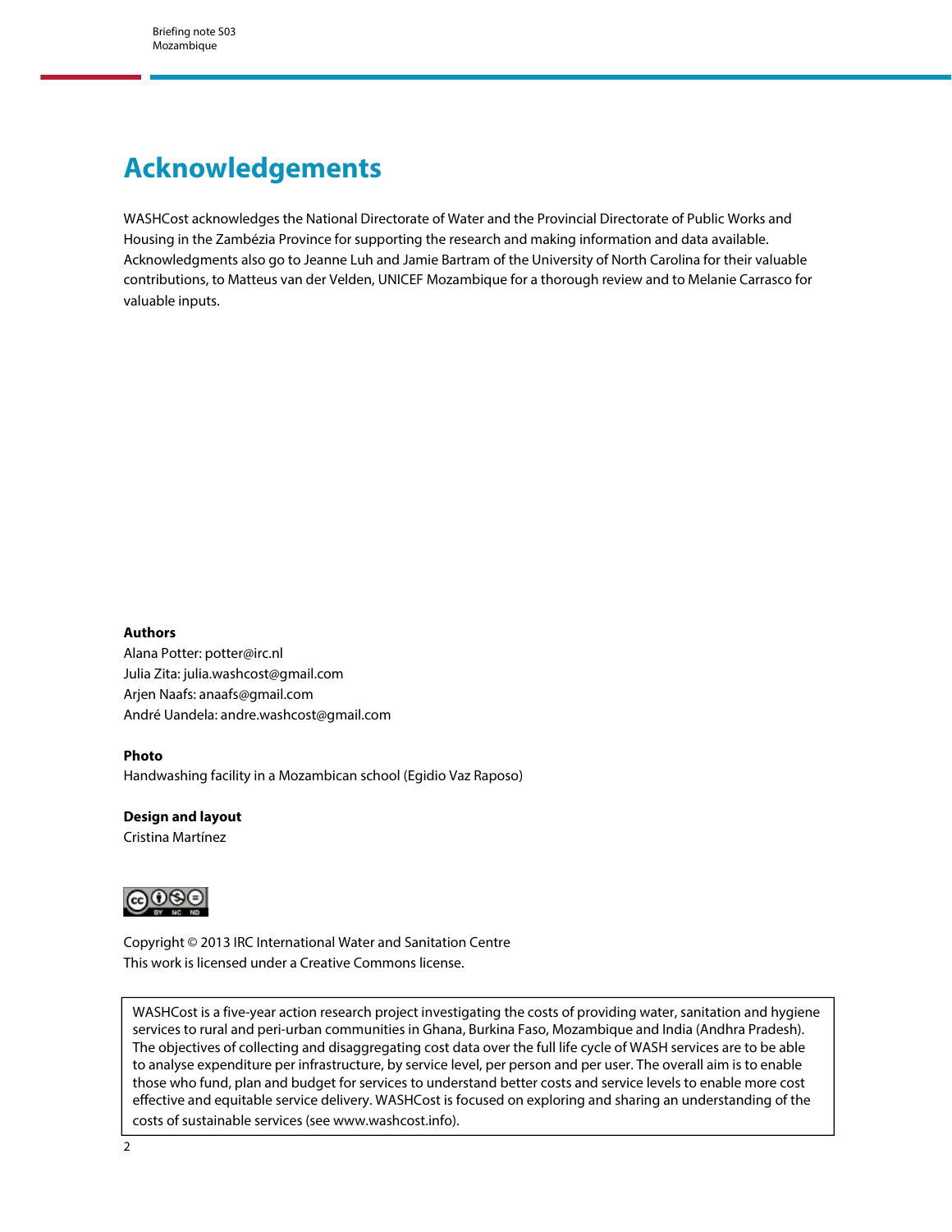# Acknowledgements

WASHCost acknowledges the National Directorate of Water and the Provincial Directorate of Public Works and Housing in the Zambézia Province for supporting the research and making information and data available. Acknowledgments also go to Jeanne Luh and Jamie Bartram of the University of North Carolina for their valuable contributions, to Matteus van der Velden, UNICEF Mozambique for a thorough review and to Melanie Carrasco for valuable inputs.

**Authors**
Alana Potter: potter@irc.nl
Julia Zita: julia.washcost@gmail.com
Arjen Naafs: anaafs@gmail.com
André Uandela: andre.washcost@gmail.com

**Photo**
Handwashing facility in a Mozambican school (Egidio Vaz Raposo)

**Design and layout**
Cristina Martínez

Copyright © 2013 IRC International Water and Sanitation Centre
This work is licensed under a Creative Commons license.

WASHCost is a five-year action research project investigating the costs of providing water, sanitation and hygiene services to rural and peri-urban communities in Ghana, Burkina Faso, Mozambique and India (Andhra Pradesh). The objectives of collecting and disaggregating cost data over the full life cycle of WASH services are to be able to analyse expenditure per infrastructure, by service level, per person and per user. The overall aim is to enable those who fund, plan and budget for services to understand better costs and service levels to enable more cost effective and equitable service delivery. WASHCost is focused on exploring and sharing an understanding of the costs of sustainable services (see www.washcost.info).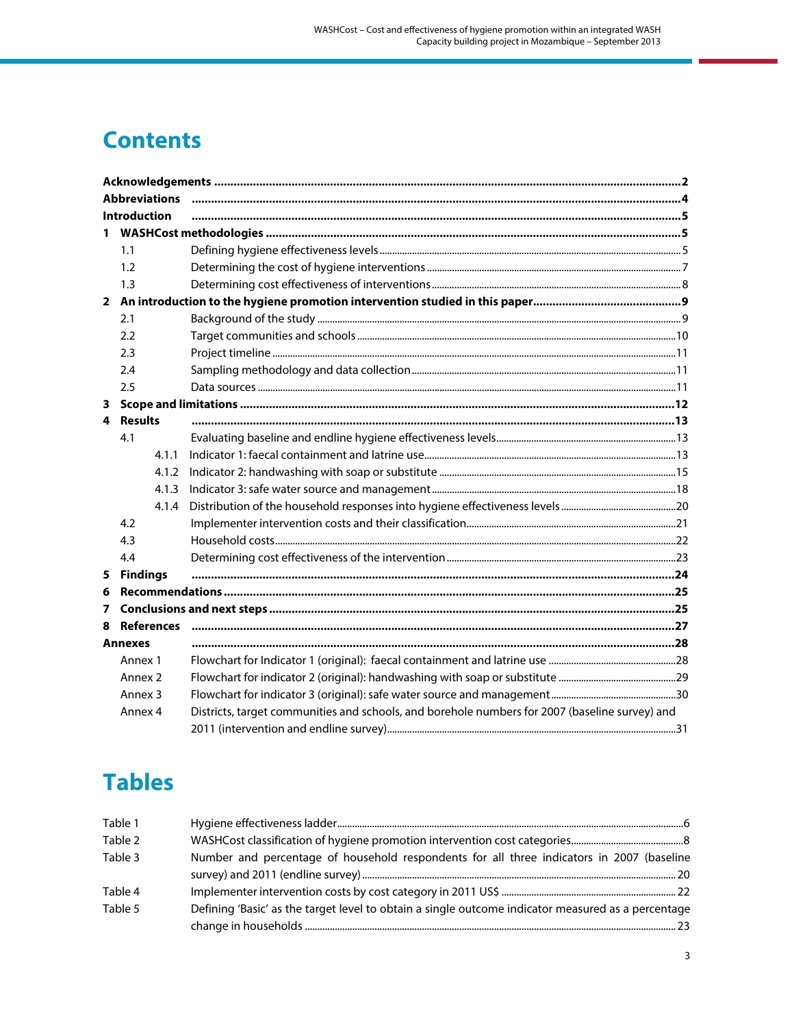# Contents

| | | |
|---|---|---|
| **Acknowledgements** | | **2** |
| **Abbreviations** | | **4** |
| **Introduction** | | **5** |
| **1** | **WASHCost methodologies** | **5** |
| 1.1 | Defining hygiene effectiveness levels | 5 |
| 1.2 | Determining the cost of hygiene interventions | 7 |
| 1.3 | Determining cost effectiveness of interventions | 8 |
| **2** | **An introduction to the hygiene promotion intervention studied in this paper** | **9** |
| 2.1 | Background of the study | 9 |
| 2.2 | Target communities and schools | 10 |
| 2.3 | Project timeline | 11 |
| 2.4 | Sampling methodology and data collection | 11 |
| 2.5 | Data sources | 11 |
| **3** | **Scope and limitations** | **12** |
| **4** | **Results** | **13** |
| 4.1 | Evaluating baseline and endline hygiene effectiveness levels | 13 |
| 4.1.1 | Indicator 1: faecal containment and latrine use | 13 |
| 4.1.2 | Indicator 2: handwashing with soap or substitute | 15 |
| 4.1.3 | Indicator 3: safe water source and management | 18 |
| 4.1.4 | Distribution of the household responses into hygiene effectiveness levels | 20 |
| 4.2 | Implementer intervention costs and their classification | 21 |
| 4.3 | Household costs | 22 |
| 4.4 | Determining cost effectiveness of the intervention | 23 |
| **5** | **Findings** | **24** |
| **6** | **Recommendations** | **25** |
| **7** | **Conclusions and next steps** | **25** |
| **8** | **References** | **27** |
| **Annexes** | | **28** |
| Annex 1 | Flowchart for Indicator 1 (original): faecal containment and latrine use | 28 |
| Annex 2 | Flowchart for indicator 2 (original): handwashing with soap or substitute | 29 |
| Annex 3 | Flowchart for indicator 3 (original): safe water source and management | 30 |
| Annex 4 | Districts, target communities and schools, and borehole numbers for 2007 (baseline survey) and 2011 (intervention and endline survey) | 31 |

# Tables

| | | |
|---|---|---|
| Table 1 | Hygiene effectiveness ladder | 6 |
| Table 2 | WASHCost classification of hygiene promotion intervention cost categories | 8 |
| Table 3 | Number and percentage of household respondents for all three indicators in 2007 (baseline survey) and 2011 (endline survey) | 20 |
| Table 4 | Implementer intervention costs by cost category in 2011 US$ | 22 |
| Table 5 | Defining 'Basic' as the target level to obtain a single outcome indicator measured as a percentage change in households | 23 |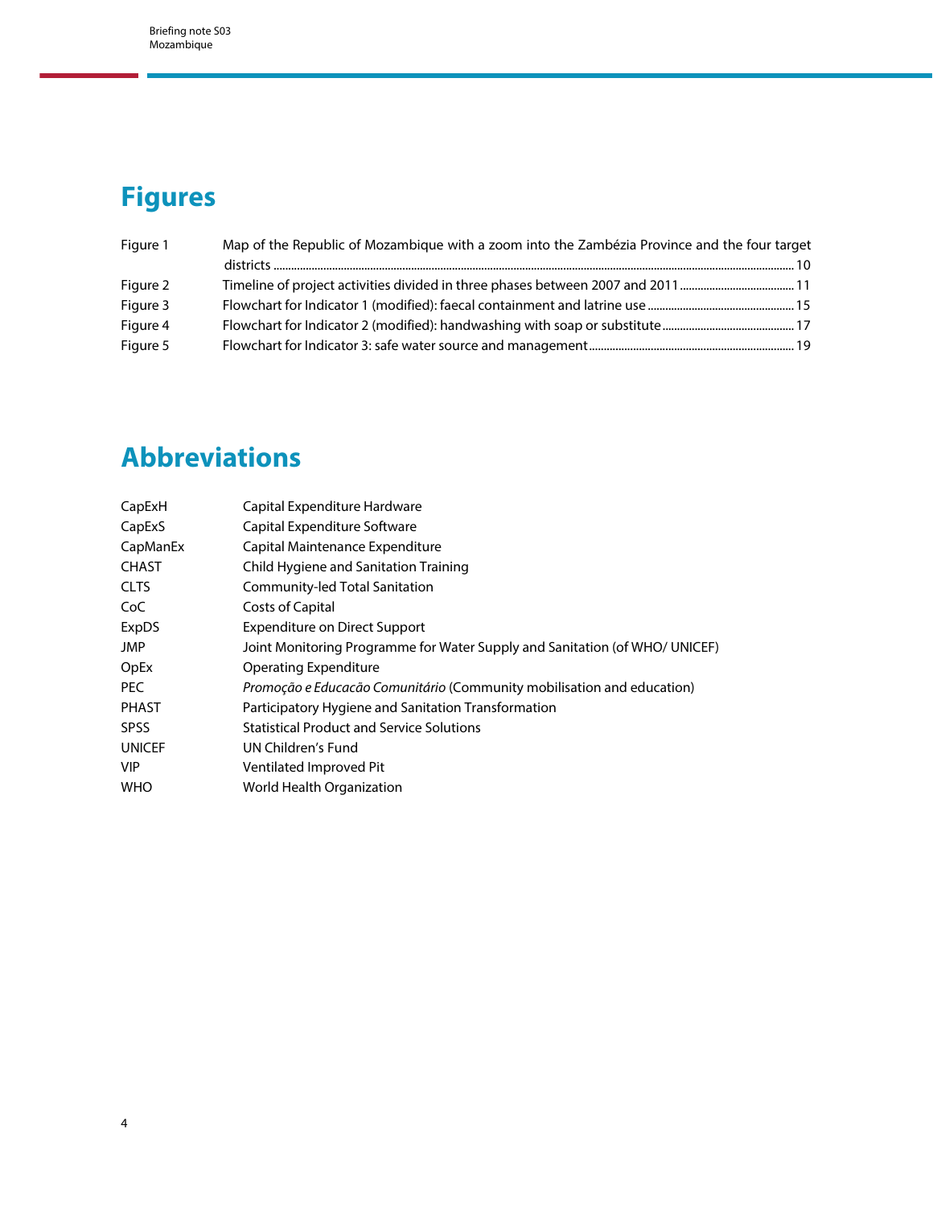# Figures

| | | |
|---|---|---|
| Figure 1 | Map of the Republic of Mozambique with a zoom into the Zambézia Province and the four target districts | 10 |
| Figure 2 | Timeline of project activities divided in three phases between 2007 and 2011 | 11 |
| Figure 3 | Flowchart for Indicator 1 (modified): faecal containment and latrine use | 15 |
| Figure 4 | Flowchart for Indicator 2 (modified): handwashing with soap or substitute | 17 |
| Figure 5 | Flowchart for Indicator 3: safe water source and management | 19 |

# Abbreviations

| | |
|---|---|
| CapExH | Capital Expenditure Hardware |
| CapExS | Capital Expenditure Software |
| CapManEx | Capital Maintenance Expenditure |
| CHAST | Child Hygiene and Sanitation Training |
| CLTS | Community-led Total Sanitation |
| CoC | Costs of Capital |
| ExpDS | Expenditure on Direct Support |
| JMP | Joint Monitoring Programme for Water Supply and Sanitation (of WHO/ UNICEF) |
| OpEx | Operating Expenditure |
| PEC | *Promoção e Educacão Comunitário* (Community mobilisation and education) |
| PHAST | Participatory Hygiene and Sanitation Transformation |
| SPSS | Statistical Product and Service Solutions |
| UNICEF | UN Children's Fund |
| VIP | Ventilated Improved Pit |
| WHO | World Health Organization |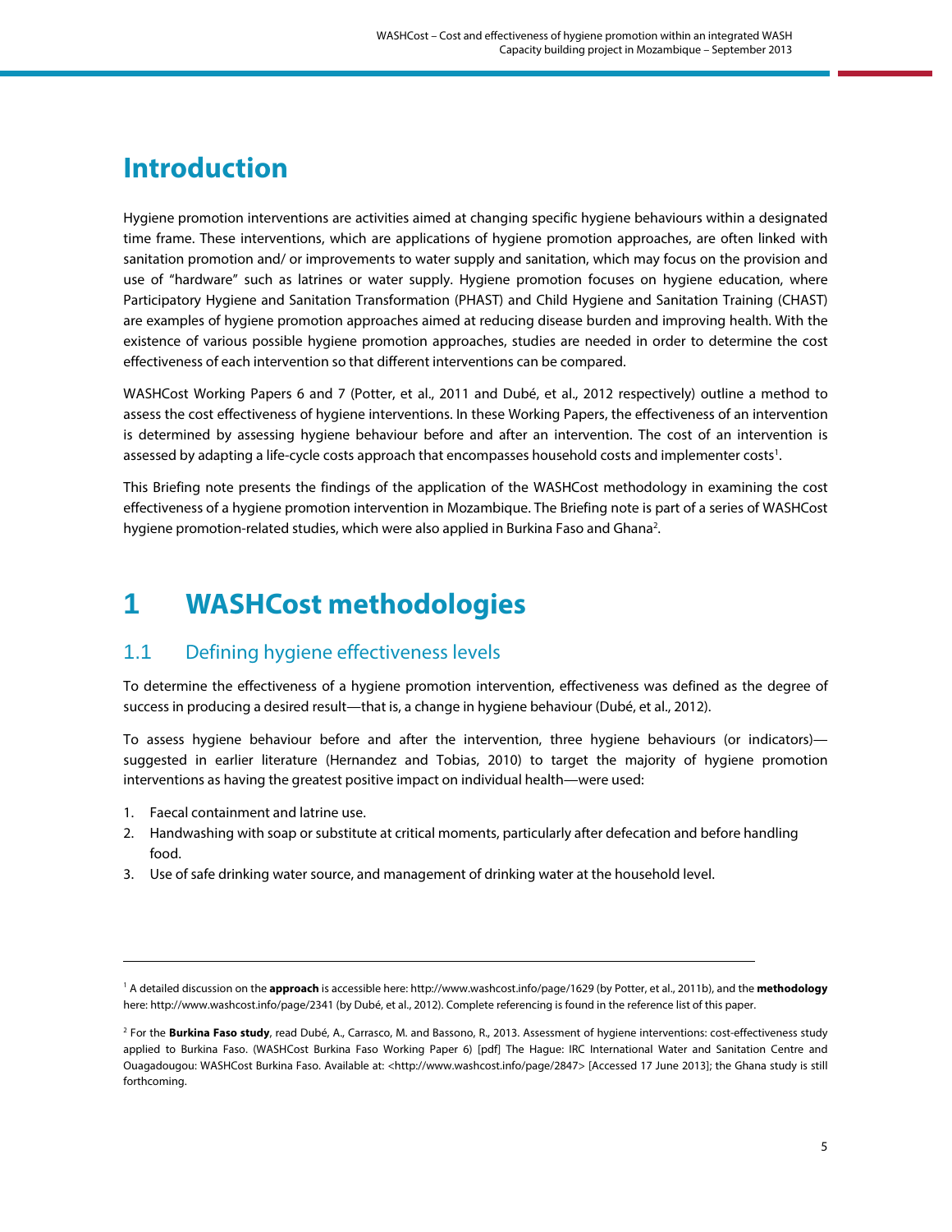# Introduction

Hygiene promotion interventions are activities aimed at changing specific hygiene behaviours within a designated time frame. These interventions, which are applications of hygiene promotion approaches, are often linked with sanitation promotion and/ or improvements to water supply and sanitation, which may focus on the provision and use of "hardware" such as latrines or water supply. Hygiene promotion focuses on hygiene education, where Participatory Hygiene and Sanitation Transformation (PHAST) and Child Hygiene and Sanitation Training (CHAST) are examples of hygiene promotion approaches aimed at reducing disease burden and improving health. With the existence of various possible hygiene promotion approaches, studies are needed in order to determine the cost effectiveness of each intervention so that different interventions can be compared.

WASHCost Working Papers 6 and 7 (Potter, et al., 2011 and Dubé, et al., 2012 respectively) outline a method to assess the cost effectiveness of hygiene interventions. In these Working Papers, the effectiveness of an intervention is determined by assessing hygiene behaviour before and after an intervention. The cost of an intervention is assessed by adapting a life-cycle costs approach that encompasses household costs and implementer costs[1].

This Briefing note presents the findings of the application of the WASHCost methodology in examining the cost effectiveness of a hygiene promotion intervention in Mozambique. The Briefing note is part of a series of WASHCost hygiene promotion-related studies, which were also applied in Burkina Faso and Ghana[2].

# 1 WASHCost methodologies

## 1.1 Defining hygiene effectiveness levels

To determine the effectiveness of a hygiene promotion intervention, effectiveness was defined as the degree of success in producing a desired result—that is, a change in hygiene behaviour (Dubé, et al., 2012).

To assess hygiene behaviour before and after the intervention, three hygiene behaviours (or indicators)—suggested in earlier literature (Hernandez and Tobias, 2010) to target the majority of hygiene promotion interventions as having the greatest positive impact on individual health—were used:

1. Faecal containment and latrine use.
2. Handwashing with soap or substitute at critical moments, particularly after defecation and before handling food.
3. Use of safe drinking water source, and management of drinking water at the household level.

---

[1] A detailed discussion on the **approach** is accessible here: http://www.washcost.info/page/1629 (by Potter, et al., 2011b), and the **methodology** here: http://www.washcost.info/page/2341 (by Dubé, et al., 2012). Complete referencing is found in the reference list of this paper.

[2] For the **Burkina Faso study**, read Dubé, A., Carrasco, M. and Bassono, R., 2013. Assessment of hygiene interventions: cost-effectiveness study applied to Burkina Faso. (WASHCost Burkina Faso Working Paper 6) [pdf] The Hague: IRC International Water and Sanitation Centre and Ouagadougou: WASHCost Burkina Faso. Available at: <http://www.washcost.info/page/2847> [Accessed 17 June 2013]; the Ghana study is still forthcoming.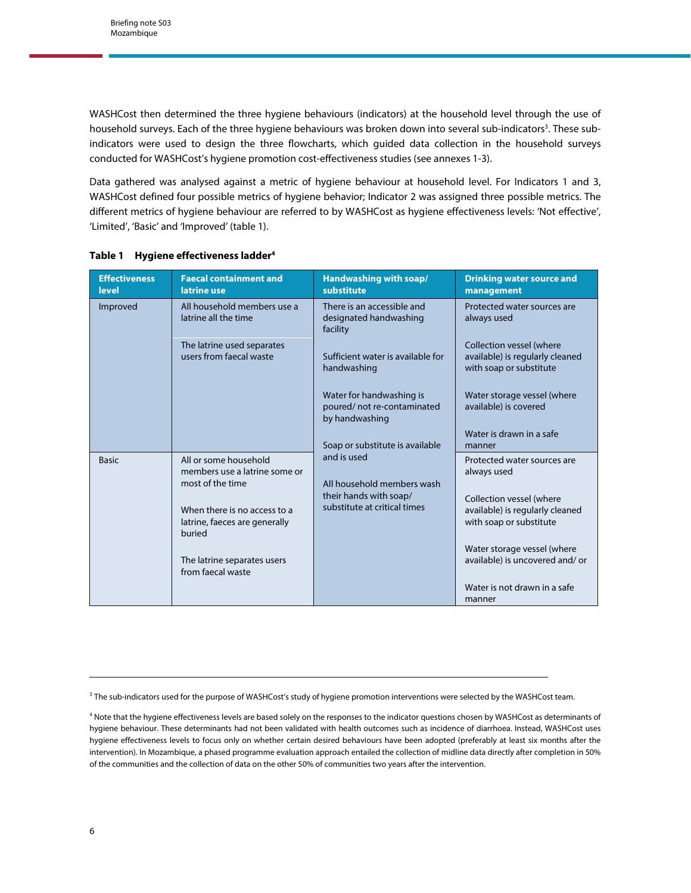WASHCost then determined the three hygiene behaviours (indicators) at the household level through the use of household surveys. Each of the three hygiene behaviours was broken down into several sub-indicators[3]. These sub-indicators were used to design the three flowcharts, which guided data collection in the household surveys conducted for WASHCost's hygiene promotion cost-effectiveness studies (see annexes 1-3).

Data gathered was analysed against a metric of hygiene behaviour at household level. For Indicators 1 and 3, WASHCost defined four possible metrics of hygiene behavior; Indicator 2 was assigned three possible metrics. The different metrics of hygiene behaviour are referred to by WASHCost as hygiene effectiveness levels: 'Not effective', 'Limited', 'Basic' and 'Improved' (table 1).

**Table 1 Hygiene effectiveness ladder[4]**

| Effectiveness level | Faecal containment and latrine use | Handwashing with soap/ substitute | Drinking water source and management |
|---|---|---|---|
| Improved | All household members use a latrine all the time<br><br>The latrine used separates users from faecal waste | There is an accessible and designated handwashing facility<br><br>Sufficient water is available for handwashing<br><br>Water for handwashing is poured/ not re-contaminated by handwashing<br><br>Soap or substitute is available and is used<br><br>All household members wash their hands with soap/ substitute at critical times | Protected water sources are always used<br><br>Collection vessel (where available) is regularly cleaned with soap or substitute<br><br>Water storage vessel (where available) is covered<br><br>Water is drawn in a safe manner |
| Basic | All or some household members use a latrine some or most of the time<br><br>When there is no access to a latrine, faeces are generally buried<br><br>The latrine separates users from faecal waste | | Protected water sources are always used<br><br>Collection vessel (where available) is regularly cleaned with soap or substitute<br><br>Water storage vessel (where available) is uncovered and/ or<br><br>Water is not drawn in a safe manner |

[3] The sub-indicators used for the purpose of WASHCost's study of hygiene promotion interventions were selected by the WASHCost team.

[4] Note that the hygiene effectiveness levels are based solely on the responses to the indicator questions chosen by WASHCost as determinants of hygiene behaviour. These determinants had not been validated with health outcomes such as incidence of diarrhoea. Instead, WASHCost uses hygiene effectiveness levels to focus only on whether certain desired behaviours have been adopted (preferably at least six months after the intervention). In Mozambique, a phased programme evaluation approach entailed the collection of midline data directly after completion in 50% of the communities and the collection of data on the other 50% of communities two years after the intervention.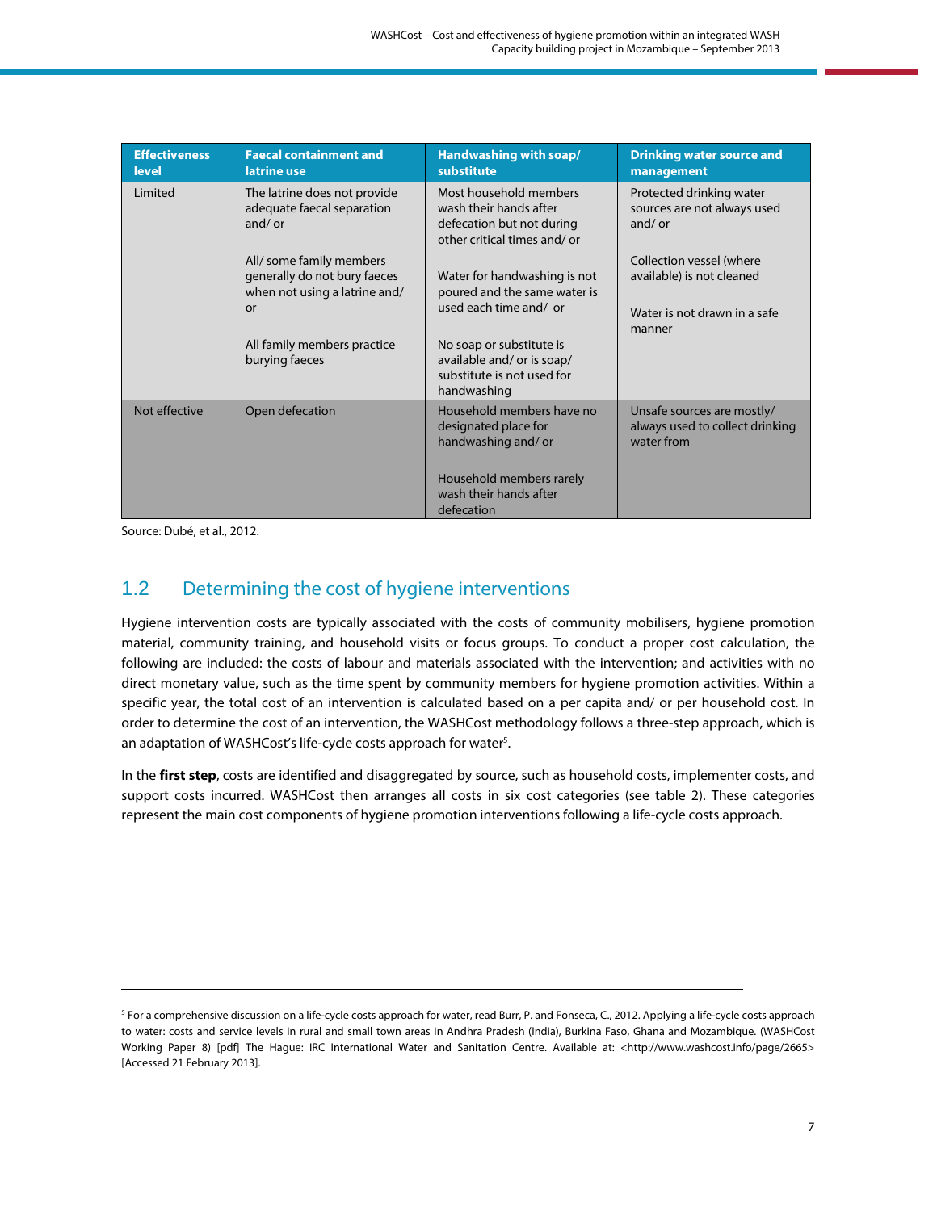| Effectiveness level | Faecal containment and latrine use | Handwashing with soap/ substitute | Drinking water source and management |
|---|---|---|---|
| Limited | The latrine does not provide adequate faecal separation and/ or<br><br>All/ some family members generally do not bury faeces when not using a latrine and/ or<br><br>All family members practice burying faeces | Most household members wash their hands after defecation but not during other critical times and/ or<br><br>Water for handwashing is not poured and the same water is used each time and/ or<br><br>No soap or substitute is available and/ or is soap/ substitute is not used for handwashing | Protected drinking water sources are not always used and/ or<br><br>Collection vessel (where available) is not cleaned<br><br>Water is not drawn in a safe manner |
| Not effective | Open defecation | Household members have no designated place for handwashing and/ or<br><br>Household members rarely wash their hands after defecation | Unsafe sources are mostly/ always used to collect drinking water from |

Source: Dubé, et al., 2012.

## 1.2 Determining the cost of hygiene interventions

Hygiene intervention costs are typically associated with the costs of community mobilisers, hygiene promotion material, community training, and household visits or focus groups. To conduct a proper cost calculation, the following are included: the costs of labour and materials associated with the intervention; and activities with no direct monetary value, such as the time spent by community members for hygiene promotion activities. Within a specific year, the total cost of an intervention is calculated based on a per capita and/ or per household cost. In order to determine the cost of an intervention, the WASHCost methodology follows a three-step approach, which is an adaptation of WASHCost's life-cycle costs approach for water[5].

In the **first step**, costs are identified and disaggregated by source, such as household costs, implementer costs, and support costs incurred. WASHCost then arranges all costs in six cost categories (see table 2). These categories represent the main cost components of hygiene promotion interventions following a life-cycle costs approach.

---

[5] For a comprehensive discussion on a life-cycle costs approach for water, read Burr, P. and Fonseca, C., 2012. Applying a life-cycle costs approach to water: costs and service levels in rural and small town areas in Andhra Pradesh (India), Burkina Faso, Ghana and Mozambique. (WASHCost Working Paper 8) [pdf] The Hague: IRC International Water and Sanitation Centre. Available at: <http://www.washcost.info/page/2665> [Accessed 21 February 2013].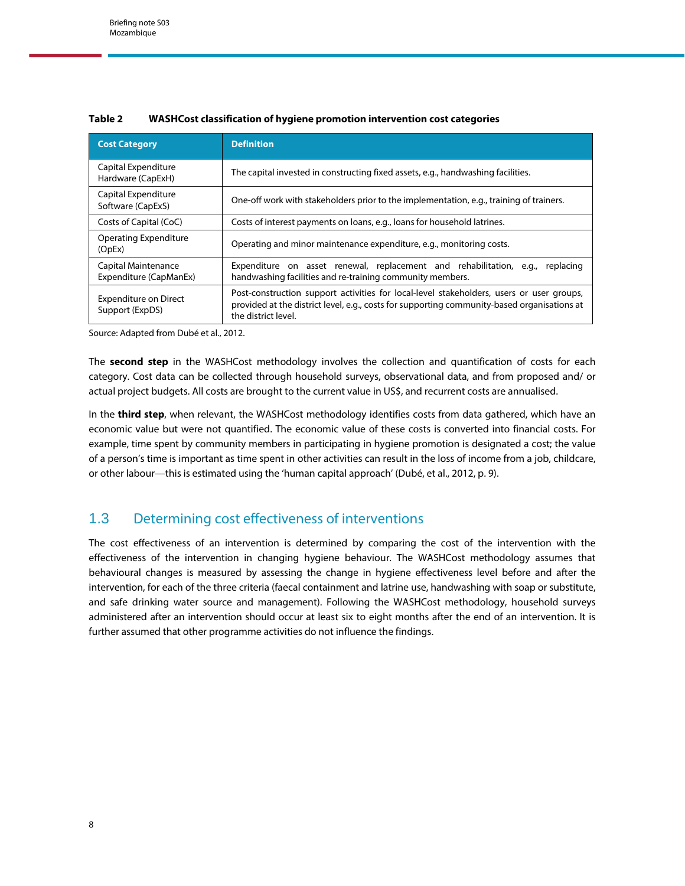**Table 2 WASHCost classification of hygiene promotion intervention cost categories**

| Cost Category | Definition |
| --- | --- |
| Capital Expenditure Hardware (CapExH) | The capital invested in constructing fixed assets, e.g., handwashing facilities. |
| Capital Expenditure Software (CapExS) | One-off work with stakeholders prior to the implementation, e.g., training of trainers. |
| Costs of Capital (CoC) | Costs of interest payments on loans, e.g., loans for household latrines. |
| Operating Expenditure (OpEx) | Operating and minor maintenance expenditure, e.g., monitoring costs. |
| Capital Maintenance Expenditure (CapManEx) | Expenditure on asset renewal, replacement and rehabilitation, e.g., replacing handwashing facilities and re-training community members. |
| Expenditure on Direct Support (ExpDS) | Post-construction support activities for local-level stakeholders, users or user groups, provided at the district level, e.g., costs for supporting community-based organisations at the district level. |

Source: Adapted from Dubé et al., 2012.

The **second step** in the WASHCost methodology involves the collection and quantification of costs for each category. Cost data can be collected through household surveys, observational data, and from proposed and/ or actual project budgets. All costs are brought to the current value in US$, and recurrent costs are annualised.

In the **third step**, when relevant, the WASHCost methodology identifies costs from data gathered, which have an economic value but were not quantified. The economic value of these costs is converted into financial costs. For example, time spent by community members in participating in hygiene promotion is designated a cost; the value of a person's time is important as time spent in other activities can result in the loss of income from a job, childcare, or other labour—this is estimated using the 'human capital approach' (Dubé, et al., 2012, p. 9).

## 1.3 Determining cost effectiveness of interventions

The cost effectiveness of an intervention is determined by comparing the cost of the intervention with the effectiveness of the intervention in changing hygiene behaviour. The WASHCost methodology assumes that behavioural changes is measured by assessing the change in hygiene effectiveness level before and after the intervention, for each of the three criteria (faecal containment and latrine use, handwashing with soap or substitute, and safe drinking water source and management). Following the WASHCost methodology, household surveys administered after an intervention should occur at least six to eight months after the end of an intervention. It is further assumed that other programme activities do not influence the findings.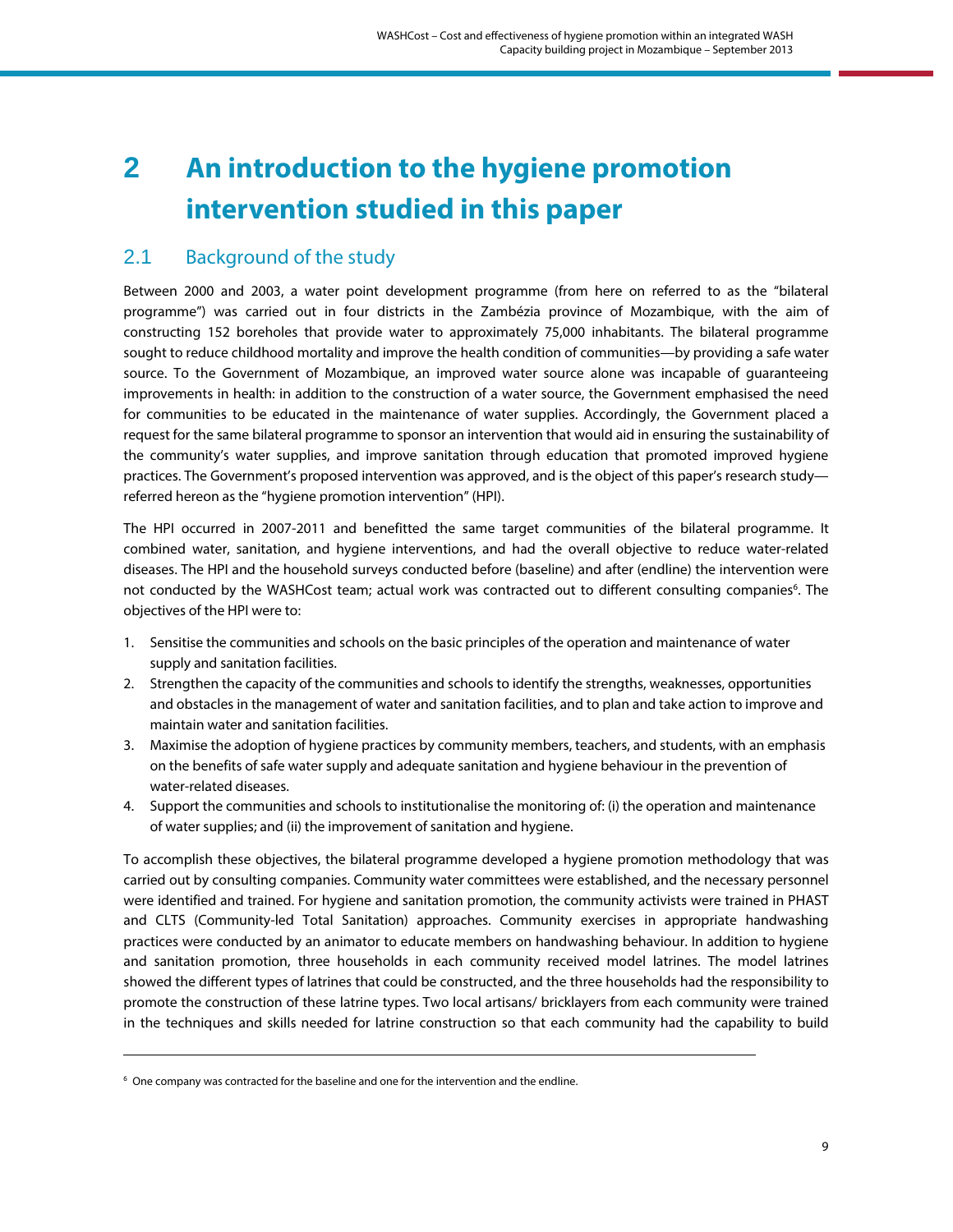# 2 An introduction to the hygiene promotion intervention studied in this paper

## 2.1 Background of the study

Between 2000 and 2003, a water point development programme (from here on referred to as the "bilateral programme") was carried out in four districts in the Zambézia province of Mozambique, with the aim of constructing 152 boreholes that provide water to approximately 75,000 inhabitants. The bilateral programme sought to reduce childhood mortality and improve the health condition of communities—by providing a safe water source. To the Government of Mozambique, an improved water source alone was incapable of guaranteeing improvements in health: in addition to the construction of a water source, the Government emphasised the need for communities to be educated in the maintenance of water supplies. Accordingly, the Government placed a request for the same bilateral programme to sponsor an intervention that would aid in ensuring the sustainability of the community's water supplies, and improve sanitation through education that promoted improved hygiene practices. The Government's proposed intervention was approved, and is the object of this paper's research study—referred hereon as the "hygiene promotion intervention" (HPI).

The HPI occurred in 2007-2011 and benefitted the same target communities of the bilateral programme. It combined water, sanitation, and hygiene interventions, and had the overall objective to reduce water-related diseases. The HPI and the household surveys conducted before (baseline) and after (endline) the intervention were not conducted by the WASHCost team; actual work was contracted out to different consulting companies[6]. The objectives of the HPI were to:

1. Sensitise the communities and schools on the basic principles of the operation and maintenance of water supply and sanitation facilities.
2. Strengthen the capacity of the communities and schools to identify the strengths, weaknesses, opportunities and obstacles in the management of water and sanitation facilities, and to plan and take action to improve and maintain water and sanitation facilities.
3. Maximise the adoption of hygiene practices by community members, teachers, and students, with an emphasis on the benefits of safe water supply and adequate sanitation and hygiene behaviour in the prevention of water-related diseases.
4. Support the communities and schools to institutionalise the monitoring of: (i) the operation and maintenance of water supplies; and (ii) the improvement of sanitation and hygiene.

To accomplish these objectives, the bilateral programme developed a hygiene promotion methodology that was carried out by consulting companies. Community water committees were established, and the necessary personnel were identified and trained. For hygiene and sanitation promotion, the community activists were trained in PHAST and CLTS (Community-led Total Sanitation) approaches. Community exercises in appropriate handwashing practices were conducted by an animator to educate members on handwashing behaviour. In addition to hygiene and sanitation promotion, three households in each community received model latrines. The model latrines showed the different types of latrines that could be constructed, and the three households had the responsibility to promote the construction of these latrine types. Two local artisans/ bricklayers from each community were trained in the techniques and skills needed for latrine construction so that each community had the capability to build

---

[6] One company was contracted for the baseline and one for the intervention and the endline.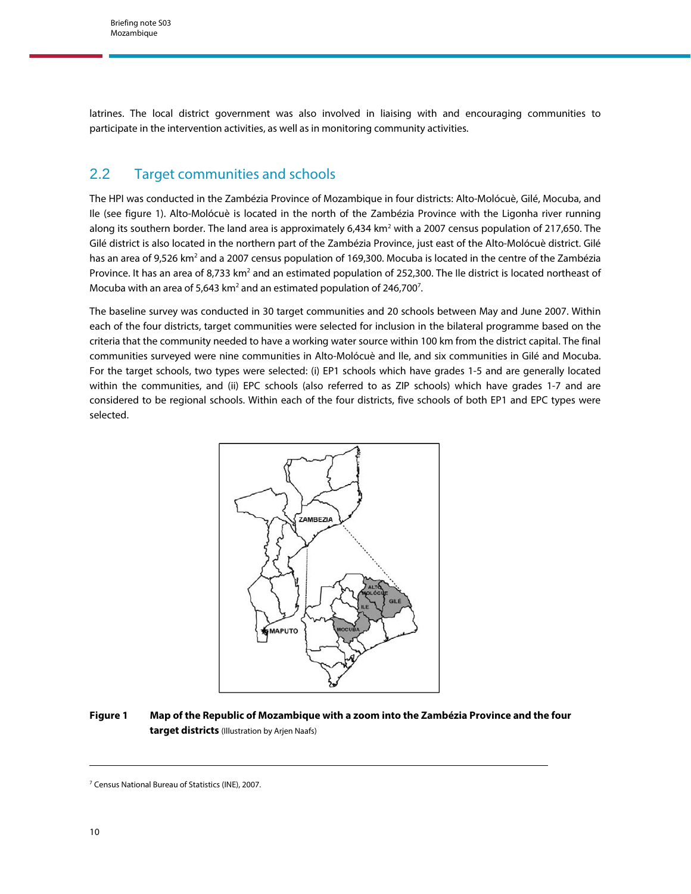latrines. The local district government was also involved in liaising with and encouraging communities to participate in the intervention activities, as well as in monitoring community activities.

## 2.2 Target communities and schools

The HPI was conducted in the Zambézia Province of Mozambique in four districts: Alto-Molócuè, Gilé, Mocuba, and Ile (see figure 1). Alto-Molócuè is located in the north of the Zambézia Province with the Ligonha river running along its southern border. The land area is approximately 6,434 km$^2$ with a 2007 census population of 217,650. The Gilé district is also located in the northern part of the Zambézia Province, just east of the Alto-Molócuè district. Gilé has an area of 9,526 km$^2$ and a 2007 census population of 169,300. Mocuba is located in the centre of the Zambézia Province. It has an area of 8,733 km$^2$ and an estimated population of 252,300. The Ile district is located northeast of Mocuba with an area of 5,643 km$^2$ and an estimated population of 246,700[7].

The baseline survey was conducted in 30 target communities and 20 schools between May and June 2007. Within each of the four districts, target communities were selected for inclusion in the bilateral programme based on the criteria that the community needed to have a working water source within 100 km from the district capital. The final communities surveyed were nine communities in Alto-Molócuè and Ile, and six communities in Gilé and Mocuba. For the target schools, two types were selected: (i) EP1 schools which have grades 1-5 and are generally located within the communities, and (ii) EPC schools (also referred to as ZIP schools) which have grades 1-7 and are considered to be regional schools. Within each of the four districts, five schools of both EP1 and EPC types were selected.

**Figure 1 Map of the Republic of Mozambique with a zoom into the Zambézia Province and the four target districts** (Illustration by Arjen Naafs)

[7] Census National Bureau of Statistics (INE), 2007.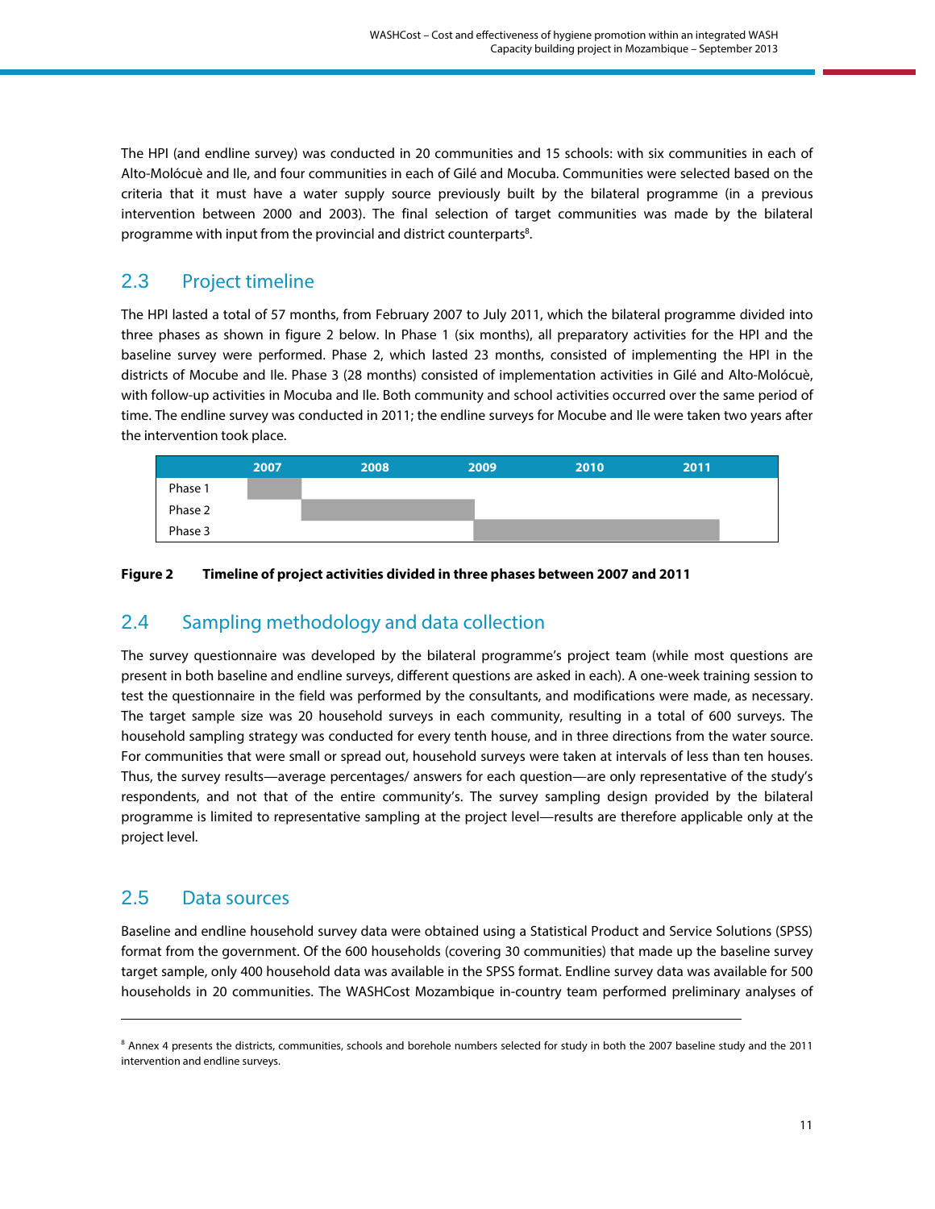The HPI (and endline survey) was conducted in 20 communities and 15 schools: with six communities in each of Alto-Molócuè and Ile, and four communities in each of Gilé and Mocuba. Communities were selected based on the criteria that it must have a water supply source previously built by the bilateral programme (in a previous intervention between 2000 and 2003). The final selection of target communities was made by the bilateral programme with input from the provincial and district counterparts[8].

## 2.3 Project timeline

The HPI lasted a total of 57 months, from February 2007 to July 2011, which the bilateral programme divided into three phases as shown in figure 2 below. In Phase 1 (six months), all preparatory activities for the HPI and the baseline survey were performed. Phase 2, which lasted 23 months, consisted of implementing the HPI in the districts of Mocube and Ile. Phase 3 (28 months) consisted of implementation activities in Gilé and Alto-Molócuè, with follow-up activities in Mocuba and Ile. Both community and school activities occurred over the same period of time. The endline survey was conducted in 2011; the endline surveys for Mocube and Ile were taken two years after the intervention took place.

| | 2007 | 2008 | 2009 | 2010 | 2011 |
|---|---|---|---|---|---|
| Phase 1 | ■ | | | | |
| Phase 2 | ■ | ■ | ■ | | |
| Phase 3 | | | ■ | ■ | ■ |

**Figure 2 Timeline of project activities divided in three phases between 2007 and 2011**

## 2.4 Sampling methodology and data collection

The survey questionnaire was developed by the bilateral programme's project team (while most questions are present in both baseline and endline surveys, different questions are asked in each). A one-week training session to test the questionnaire in the field was performed by the consultants, and modifications were made, as necessary. The target sample size was 20 household surveys in each community, resulting in a total of 600 surveys. The household sampling strategy was conducted for every tenth house, and in three directions from the water source. For communities that were small or spread out, household surveys were taken at intervals of less than ten houses. Thus, the survey results—average percentages/ answers for each question—are only representative of the study's respondents, and not that of the entire community's. The survey sampling design provided by the bilateral programme is limited to representative sampling at the project level—results are therefore applicable only at the project level.

## 2.5 Data sources

Baseline and endline household survey data were obtained using a Statistical Product and Service Solutions (SPSS) format from the government. Of the 600 households (covering 30 communities) that made up the baseline survey target sample, only 400 household data was available in the SPSS format. Endline survey data was available for 500 households in 20 communities. The WASHCost Mozambique in-country team performed preliminary analyses of

[8] Annex 4 presents the districts, communities, schools and borehole numbers selected for study in both the 2007 baseline study and the 2011 intervention and endline surveys.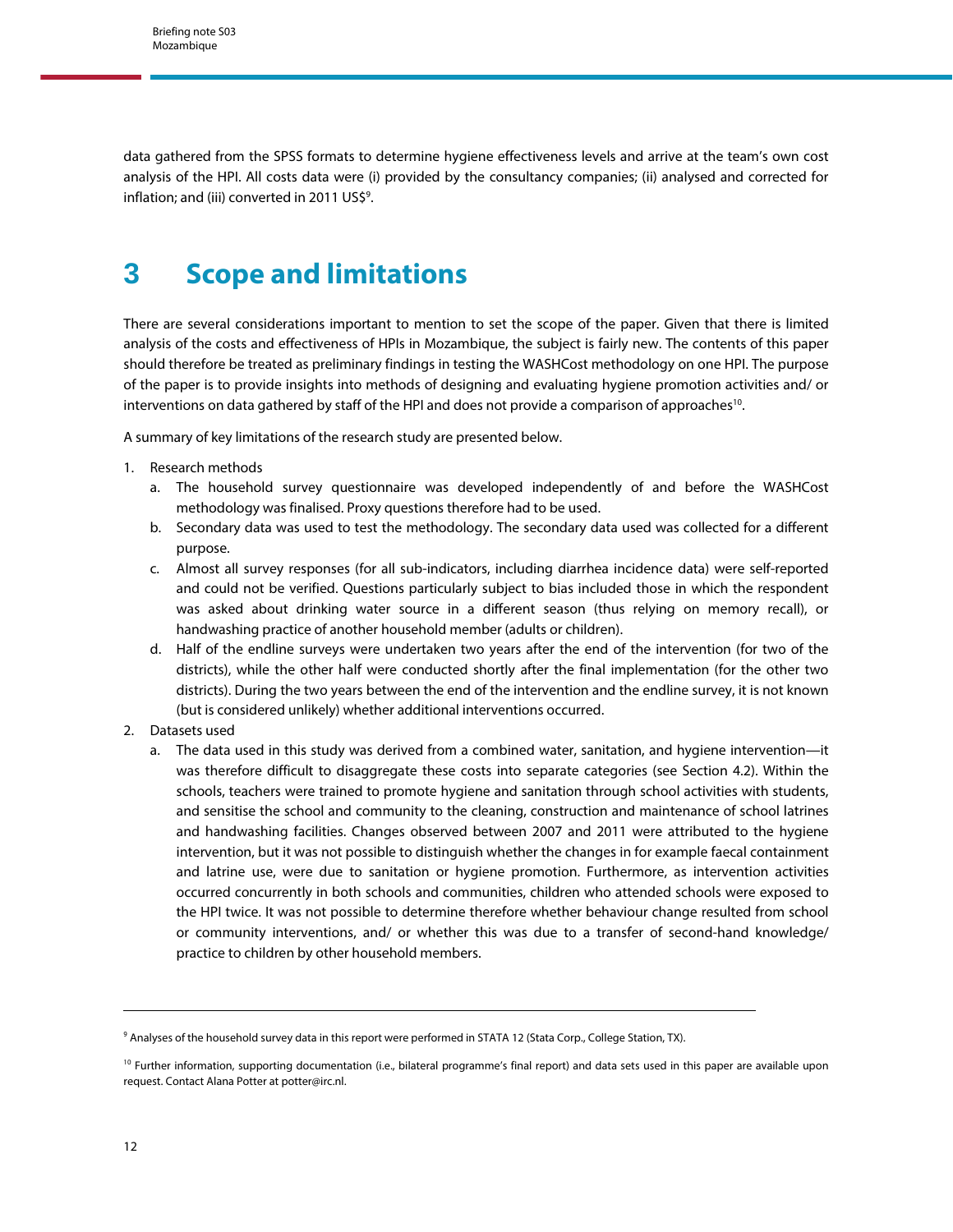data gathered from the SPSS formats to determine hygiene effectiveness levels and arrive at the team's own cost analysis of the HPI. All costs data were (i) provided by the consultancy companies; (ii) analysed and corrected for inflation; and (iii) converted in 2011 US$[9].

# 3 Scope and limitations

There are several considerations important to mention to set the scope of the paper. Given that there is limited analysis of the costs and effectiveness of HPIs in Mozambique, the subject is fairly new. The contents of this paper should therefore be treated as preliminary findings in testing the WASHCost methodology on one HPI. The purpose of the paper is to provide insights into methods of designing and evaluating hygiene promotion activities and/ or interventions on data gathered by staff of the HPI and does not provide a comparison of approaches[10].

A summary of key limitations of the research study are presented below.

1. Research methods
   a. The household survey questionnaire was developed independently of and before the WASHCost methodology was finalised. Proxy questions therefore had to be used.
   b. Secondary data was used to test the methodology. The secondary data used was collected for a different purpose.
   c. Almost all survey responses (for all sub-indicators, including diarrhea incidence data) were self-reported and could not be verified. Questions particularly subject to bias included those in which the respondent was asked about drinking water source in a different season (thus relying on memory recall), or handwashing practice of another household member (adults or children).
   d. Half of the endline surveys were undertaken two years after the end of the intervention (for two of the districts), while the other half were conducted shortly after the final implementation (for the other two districts). During the two years between the end of the intervention and the endline survey, it is not known (but is considered unlikely) whether additional interventions occurred.
2. Datasets used
   a. The data used in this study was derived from a combined water, sanitation, and hygiene intervention—it was therefore difficult to disaggregate these costs into separate categories (see Section 4.2). Within the schools, teachers were trained to promote hygiene and sanitation through school activities with students, and sensitise the school and community to the cleaning, construction and maintenance of school latrines and handwashing facilities. Changes observed between 2007 and 2011 were attributed to the hygiene intervention, but it was not possible to distinguish whether the changes in for example faecal containment and latrine use, were due to sanitation or hygiene promotion. Furthermore, as intervention activities occurred concurrently in both schools and communities, children who attended schools were exposed to the HPI twice. It was not possible to determine therefore whether behaviour change resulted from school or community interventions, and/ or whether this was due to a transfer of second-hand knowledge/ practice to children by other household members.

---

[9] Analyses of the household survey data in this report were performed in STATA 12 (Stata Corp., College Station, TX).

[10] Further information, supporting documentation (i.e., bilateral programme's final report) and data sets used in this paper are available upon request. Contact Alana Potter at potter@irc.nl.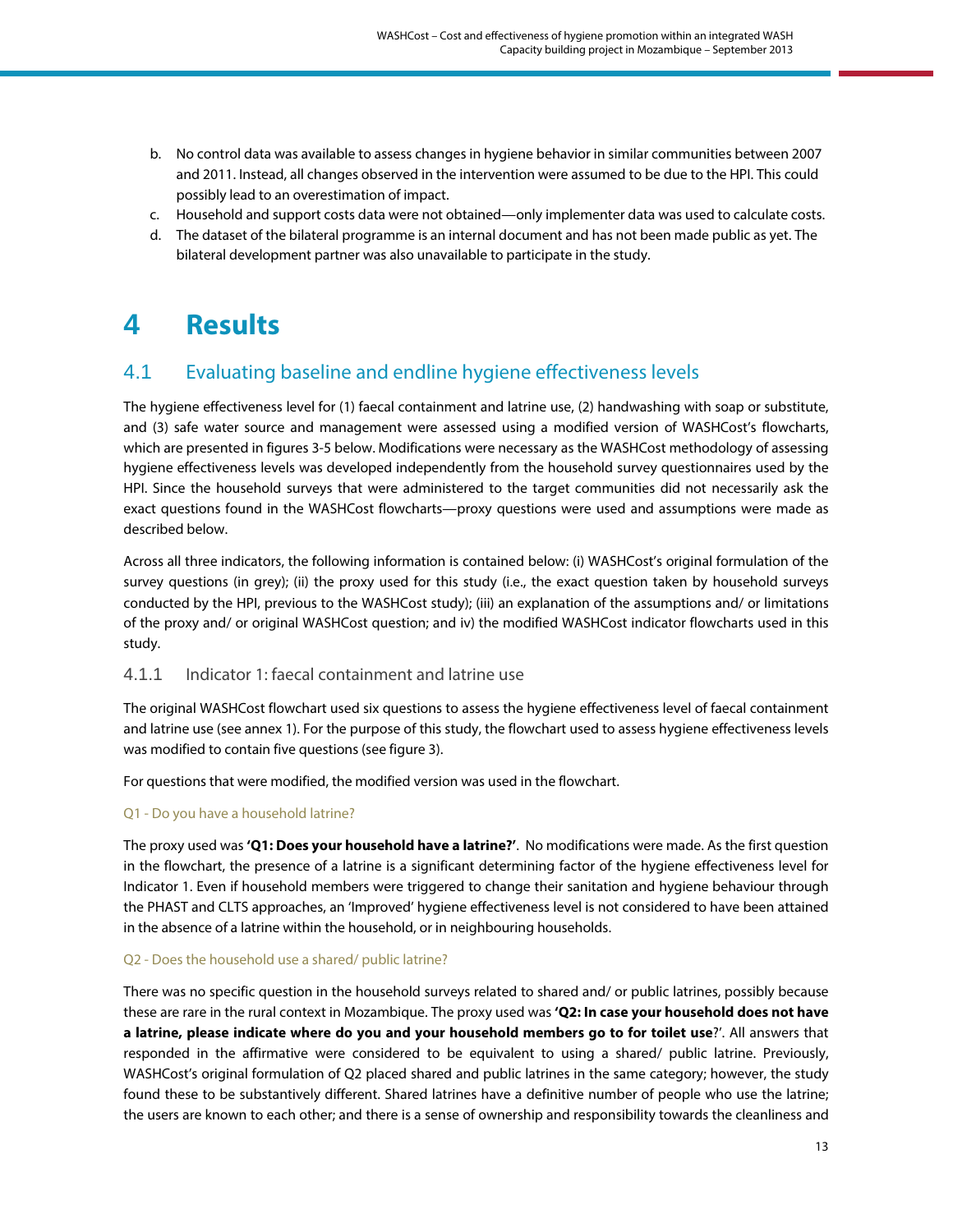b. No control data was available to assess changes in hygiene behavior in similar communities between 2007 and 2011. Instead, all changes observed in the intervention were assumed to be due to the HPI. This could possibly lead to an overestimation of impact.
c. Household and support costs data were not obtained—only implementer data was used to calculate costs.
d. The dataset of the bilateral programme is an internal document and has not been made public as yet. The bilateral development partner was also unavailable to participate in the study.

# 4 Results

## 4.1 Evaluating baseline and endline hygiene effectiveness levels

The hygiene effectiveness level for (1) faecal containment and latrine use, (2) handwashing with soap or substitute, and (3) safe water source and management were assessed using a modified version of WASHCost's flowcharts, which are presented in figures 3-5 below. Modifications were necessary as the WASHCost methodology of assessing hygiene effectiveness levels was developed independently from the household survey questionnaires used by the HPI. Since the household surveys that were administered to the target communities did not necessarily ask the exact questions found in the WASHCost flowcharts—proxy questions were used and assumptions were made as described below.

Across all three indicators, the following information is contained below: (i) WASHCost's original formulation of the survey questions (in grey); (ii) the proxy used for this study (i.e., the exact question taken by household surveys conducted by the HPI, previous to the WASHCost study); (iii) an explanation of the assumptions and/ or limitations of the proxy and/ or original WASHCost question; and iv) the modified WASHCost indicator flowcharts used in this study.

### 4.1.1 Indicator 1: faecal containment and latrine use

The original WASHCost flowchart used six questions to assess the hygiene effectiveness level of faecal containment and latrine use (see annex 1). For the purpose of this study, the flowchart used to assess hygiene effectiveness levels was modified to contain five questions (see figure 3).

For questions that were modified, the modified version was used in the flowchart.

Q1 - Do you have a household latrine?

The proxy used was **'Q1: Does your household have a latrine?'**. No modifications were made. As the first question in the flowchart, the presence of a latrine is a significant determining factor of the hygiene effectiveness level for Indicator 1. Even if household members were triggered to change their sanitation and hygiene behaviour through the PHAST and CLTS approaches, an 'Improved' hygiene effectiveness level is not considered to have been attained in the absence of a latrine within the household, or in neighbouring households.

Q2 - Does the household use a shared/ public latrine?

There was no specific question in the household surveys related to shared and/ or public latrines, possibly because these are rare in the rural context in Mozambique. The proxy used was **'Q2: In case your household does not have a latrine, please indicate where do you and your household members go to for toilet use**?'. All answers that responded in the affirmative were considered to be equivalent to using a shared/ public latrine. Previously, WASHCost's original formulation of Q2 placed shared and public latrines in the same category; however, the study found these to be substantively different. Shared latrines have a definitive number of people who use the latrine; the users are known to each other; and there is a sense of ownership and responsibility towards the cleanliness and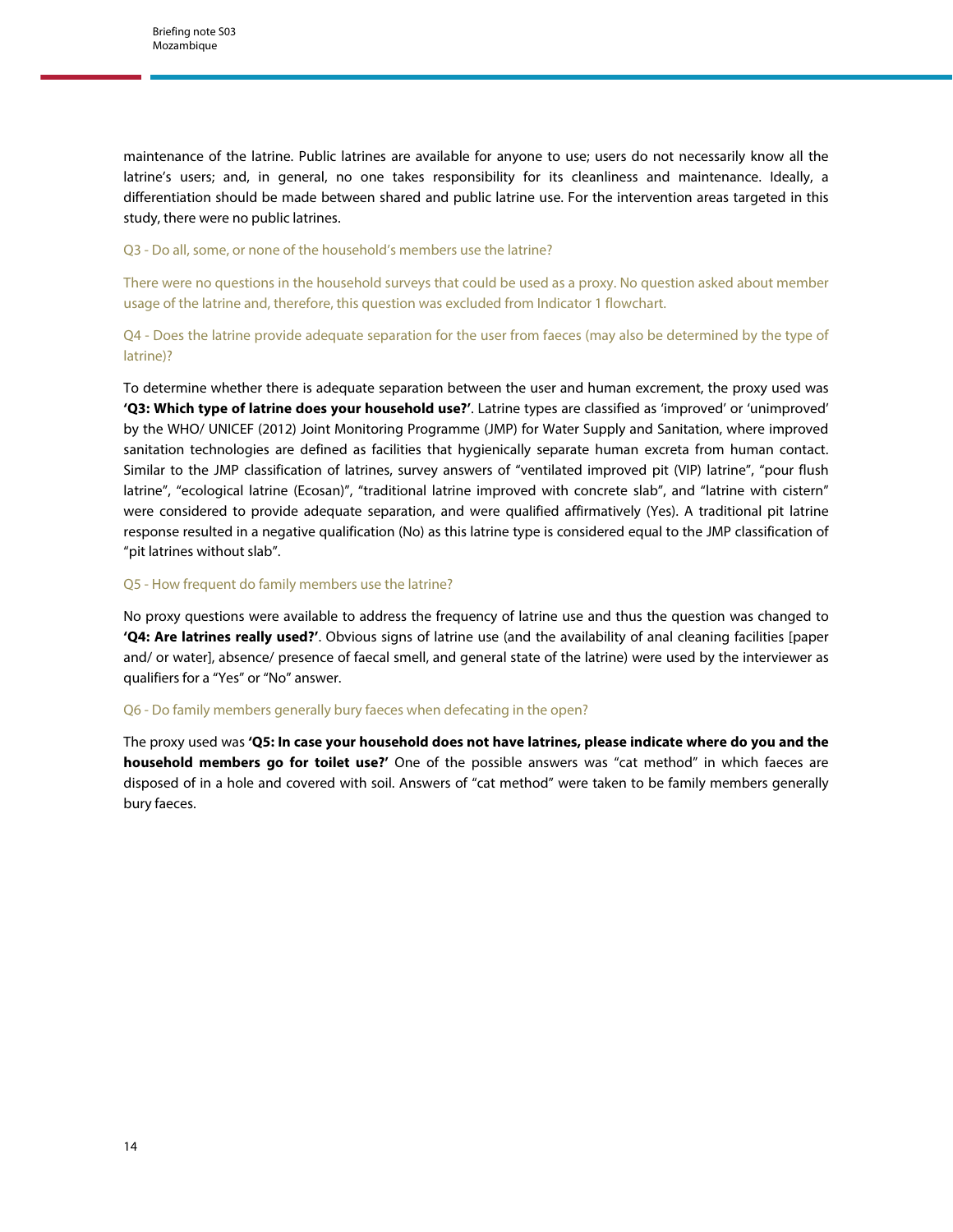maintenance of the latrine. Public latrines are available for anyone to use; users do not necessarily know all the latrine's users; and, in general, no one takes responsibility for its cleanliness and maintenance. Ideally, a differentiation should be made between shared and public latrine use. For the intervention areas targeted in this study, there were no public latrines.

### Q3 - Do all, some, or none of the household's members use the latrine?

There were no questions in the household surveys that could be used as a proxy. No question asked about member usage of the latrine and, therefore, this question was excluded from Indicator 1 flowchart.

### Q4 - Does the latrine provide adequate separation for the user from faeces (may also be determined by the type of latrine)?

To determine whether there is adequate separation between the user and human excrement, the proxy used was **'Q3: Which type of latrine does your household use?'**. Latrine types are classified as 'improved' or 'unimproved' by the WHO/ UNICEF (2012) Joint Monitoring Programme (JMP) for Water Supply and Sanitation, where improved sanitation technologies are defined as facilities that hygienically separate human excreta from human contact. Similar to the JMP classification of latrines, survey answers of "ventilated improved pit (VIP) latrine", "pour flush latrine", "ecological latrine (Ecosan)", "traditional latrine improved with concrete slab", and "latrine with cistern" were considered to provide adequate separation, and were qualified affirmatively (Yes). A traditional pit latrine response resulted in a negative qualification (No) as this latrine type is considered equal to the JMP classification of "pit latrines without slab".

### Q5 - How frequent do family members use the latrine?

No proxy questions were available to address the frequency of latrine use and thus the question was changed to **'Q4: Are latrines really used?'**. Obvious signs of latrine use (and the availability of anal cleaning facilities [paper and/ or water], absence/ presence of faecal smell, and general state of the latrine) were used by the interviewer as qualifiers for a "Yes" or "No" answer.

### Q6 - Do family members generally bury faeces when defecating in the open?

The proxy used was **'Q5: In case your household does not have latrines, please indicate where do you and the household members go for toilet use?'** One of the possible answers was "cat method" in which faeces are disposed of in a hole and covered with soil. Answers of "cat method" were taken to be family members generally bury faeces.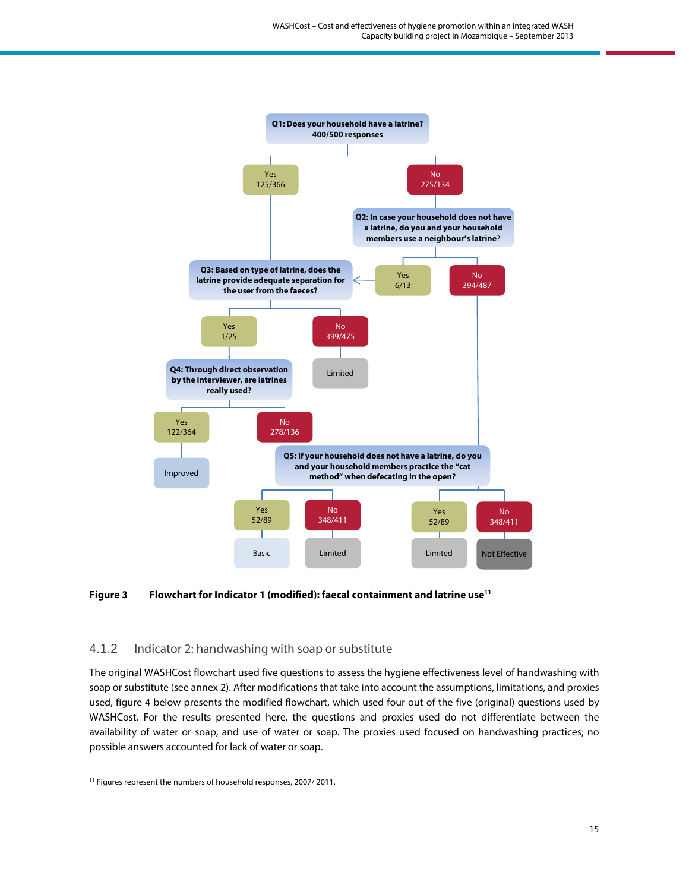Q1: Does your household have a latrine?
400/500 responses

Yes
125/366

No
275/134

Q2: In case your household does not have a latrine, do you and your household members use a neighbour's latrine?

Yes
6/13

No
394/487

Q3: Based on type of latrine, does the latrine provide adequate separation for the user from the faeces?

Yes
1/25

No
399/475

Limited

Q4: Through direct observation by the interviewer, are latrines really used?

Yes
122/364

No
278/136

Improved

Q5: If your household does not have a latrine, do you and your household members practice the "cat method" when defecating in the open?

Yes
52/89

No
348/411

Yes
52/89

No
348/411

Basic

Limited

Limited

Not Effective

**Figure 3** **Flowchart for Indicator 1 (modified): faecal containment and latrine use**[11]

### 4.1.2 Indicator 2: handwashing with soap or substitute

The original WASHCost flowchart used five questions to assess the hygiene effectiveness level of handwashing with soap or substitute (see annex 2). After modifications that take into account the assumptions, limitations, and proxies used, figure 4 below presents the modified flowchart, which used four out of the five (original) questions used by WASHCost. For the results presented here, the questions and proxies used do not differentiate between the availability of water or soap, and use of water or soap. The proxies used focused on handwashing practices; no possible answers accounted for lack of water or soap.

[11] Figures represent the numbers of household responses, 2007/ 2011.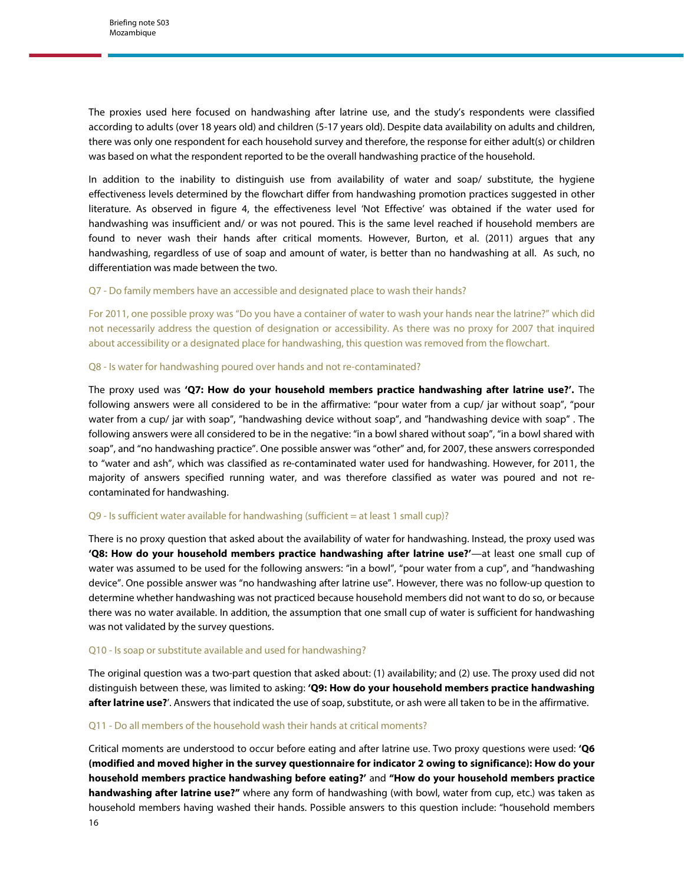The proxies used here focused on handwashing after latrine use, and the study's respondents were classified according to adults (over 18 years old) and children (5-17 years old). Despite data availability on adults and children, there was only one respondent for each household survey and therefore, the response for either adult(s) or children was based on what the respondent reported to be the overall handwashing practice of the household.

In addition to the inability to distinguish use from availability of water and soap/ substitute, the hygiene effectiveness levels determined by the flowchart differ from handwashing promotion practices suggested in other literature. As observed in figure 4, the effectiveness level 'Not Effective' was obtained if the water used for handwashing was insufficient and/ or was not poured. This is the same level reached if household members are found to never wash their hands after critical moments. However, Burton, et al. (2011) argues that any handwashing, regardless of use of soap and amount of water, is better than no handwashing at all. As such, no differentiation was made between the two.

#### Q7 - Do family members have an accessible and designated place to wash their hands?

For 2011, one possible proxy was "Do you have a container of water to wash your hands near the latrine?" which did not necessarily address the question of designation or accessibility. As there was no proxy for 2007 that inquired about accessibility or a designated place for handwashing, this question was removed from the flowchart.

#### Q8 - Is water for handwashing poured over hands and not re-contaminated?

The proxy used was **'Q7: How do your household members practice handwashing after latrine use?'.** The following answers were all considered to be in the affirmative: "pour water from a cup/ jar without soap", "pour water from a cup/ jar with soap", "handwashing device without soap", and "handwashing device with soap" . The following answers were all considered to be in the negative: "in a bowl shared without soap", "in a bowl shared with soap", and "no handwashing practice". One possible answer was "other" and, for 2007, these answers corresponded to "water and ash", which was classified as re-contaminated water used for handwashing. However, for 2011, the majority of answers specified running water, and was therefore classified as water was poured and not re-contaminated for handwashing.

#### Q9 - Is sufficient water available for handwashing (sufficient = at least 1 small cup)?

There is no proxy question that asked about the availability of water for handwashing. Instead, the proxy used was **'Q8: How do your household members practice handwashing after latrine use?'**—at least one small cup of water was assumed to be used for the following answers: "in a bowl", "pour water from a cup", and "handwashing device". One possible answer was "no handwashing after latrine use". However, there was no follow-up question to determine whether handwashing was not practiced because household members did not want to do so, or because there was no water available. In addition, the assumption that one small cup of water is sufficient for handwashing was not validated by the survey questions.

#### Q10 - Is soap or substitute available and used for handwashing?

The original question was a two-part question that asked about: (1) availability; and (2) use. The proxy used did not distinguish between these, was limited to asking: **'Q9: How do your household members practice handwashing after latrine use?**'. Answers that indicated the use of soap, substitute, or ash were all taken to be in the affirmative.

#### Q11 - Do all members of the household wash their hands at critical moments?

Critical moments are understood to occur before eating and after latrine use. Two proxy questions were used: **'Q6 (modified and moved higher in the survey questionnaire for indicator 2 owing to significance): How do your household members practice handwashing before eating?'** and **"How do your household members practice handwashing after latrine use?"** where any form of handwashing (with bowl, water from cup, etc.) was taken as household members having washed their hands. Possible answers to this question include: "household members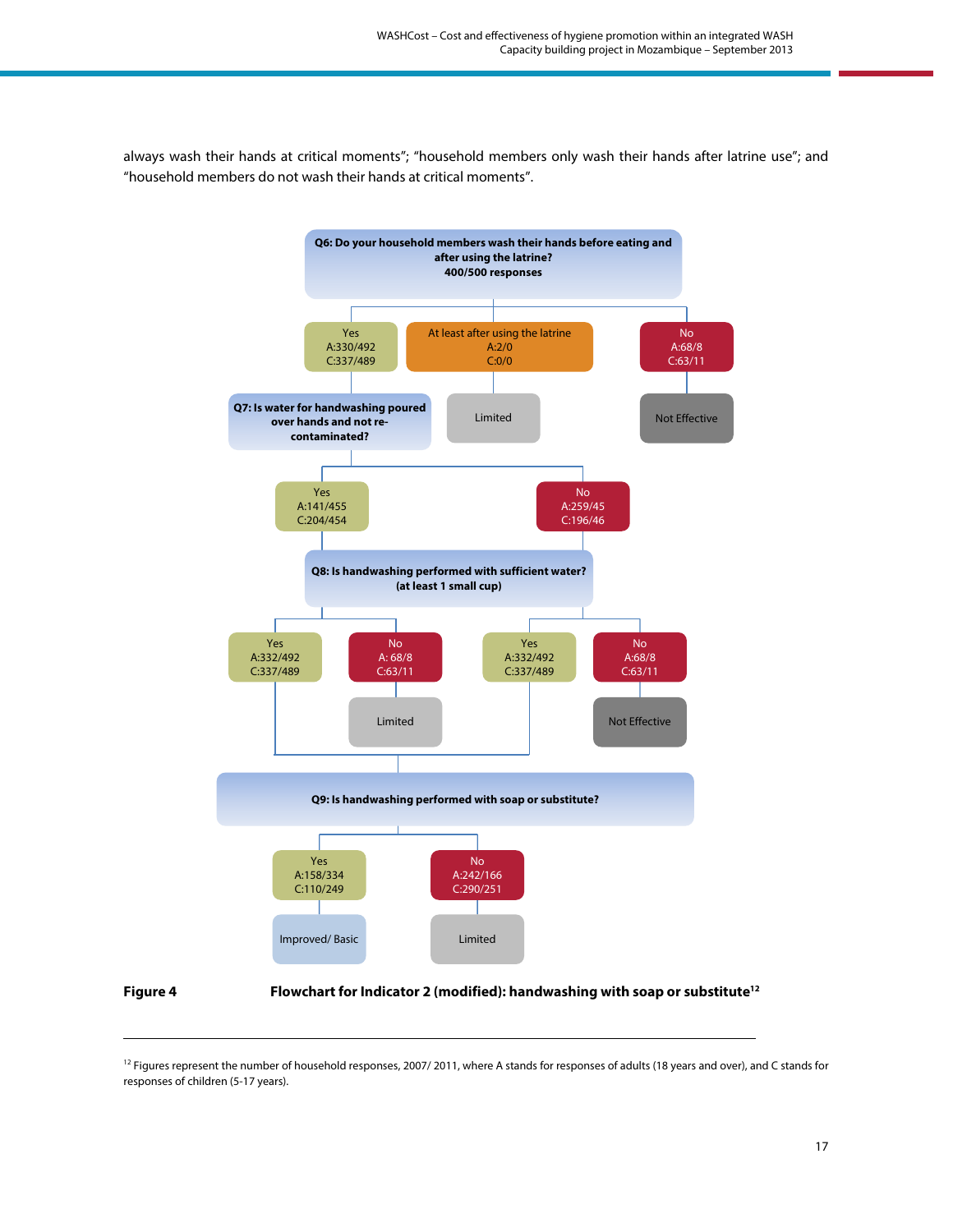always wash their hands at critical moments"; "household members only wash their hands after latrine use"; and "household members do not wash their hands at critical moments".

**Q6: Do your household members wash their hands before eating and after using the latrine?**
**400/500 responses**

- Yes — A:330/492, C:337/489
  - **Q7: Is water for handwashing poured over hands and not re-contaminated?**
    - Yes — A:141/455, C:204/454
    - No — A:259/45, C:196/46
    - **Q8: Is handwashing performed with sufficient water? (at least 1 small cup)**
      - Yes — A:332/492, C:337/489
      - No — A: 68/8, C:63/11 → Limited
      - Yes — A:332/492, C:337/489
      - No — A:68/8, C:63/11 → Not Effective
      - **Q9: Is handwashing performed with soap or substitute?**
        - Yes — A:158/334, C:110/249 → Improved/ Basic
        - No — A:242/166, C:290/251 → Limited
- At least after using the latrine — A:2/0, C:0/0 → Limited
- No — A:68/8, C:63/11 → Not Effective

**Figure 4** **Flowchart for Indicator 2 (modified): handwashing with soap or substitute[12]**

---

[12] Figures represent the number of household responses, 2007/ 2011, where A stands for responses of adults (18 years and over), and C stands for responses of children (5-17 years).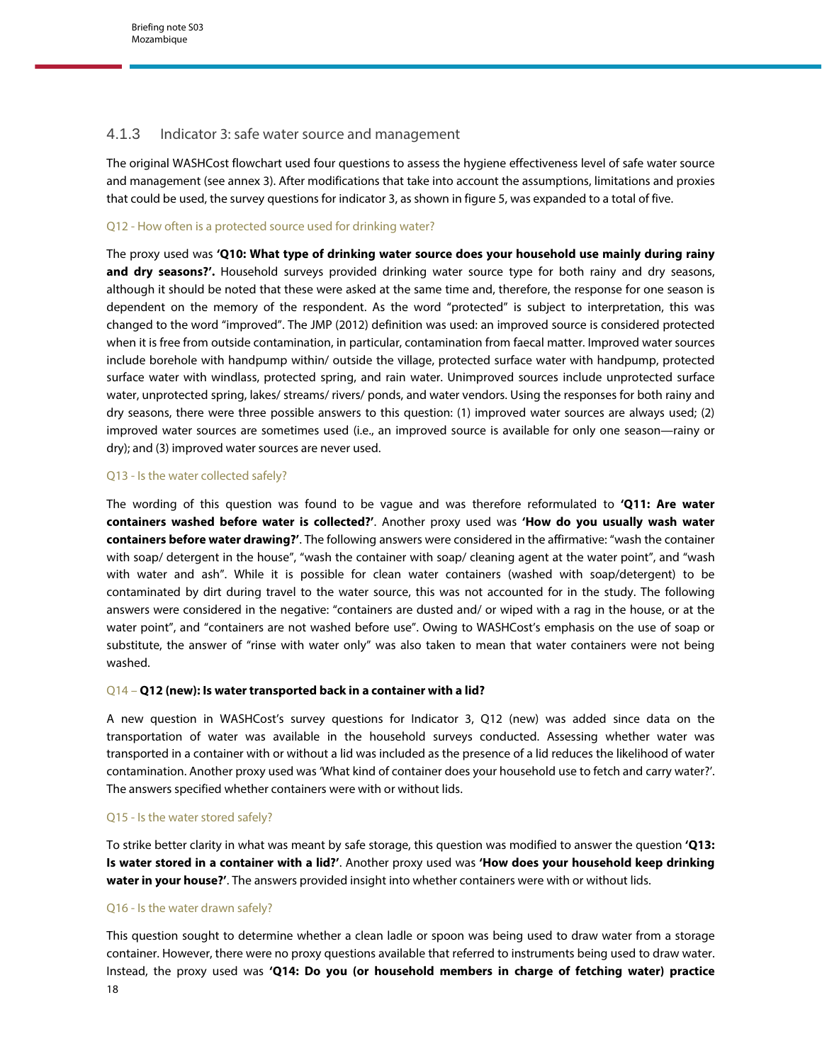### 4.1.3 Indicator 3: safe water source and management

The original WASHCost flowchart used four questions to assess the hygiene effectiveness level of safe water source and management (see annex 3). After modifications that take into account the assumptions, limitations and proxies that could be used, the survey questions for indicator 3, as shown in figure 5, was expanded to a total of five.

#### Q12 - How often is a protected source used for drinking water?

The proxy used was **'Q10: What type of drinking water source does your household use mainly during rainy and dry seasons?'.** Household surveys provided drinking water source type for both rainy and dry seasons, although it should be noted that these were asked at the same time and, therefore, the response for one season is dependent on the memory of the respondent. As the word "protected" is subject to interpretation, this was changed to the word "improved". The JMP (2012) definition was used: an improved source is considered protected when it is free from outside contamination, in particular, contamination from faecal matter. Improved water sources include borehole with handpump within/ outside the village, protected surface water with handpump, protected surface water with windlass, protected spring, and rain water. Unimproved sources include unprotected surface water, unprotected spring, lakes/ streams/ rivers/ ponds, and water vendors. Using the responses for both rainy and dry seasons, there were three possible answers to this question: (1) improved water sources are always used; (2) improved water sources are sometimes used (i.e., an improved source is available for only one season—rainy or dry); and (3) improved water sources are never used.

#### Q13 - Is the water collected safely?

The wording of this question was found to be vague and was therefore reformulated to **'Q11: Are water containers washed before water is collected?'**. Another proxy used was **'How do you usually wash water containers before water drawing?'**. The following answers were considered in the affirmative: "wash the container with soap/ detergent in the house", "wash the container with soap/ cleaning agent at the water point", and "wash with water and ash". While it is possible for clean water containers (washed with soap/detergent) to be contaminated by dirt during travel to the water source, this was not accounted for in the study. The following answers were considered in the negative: "containers are dusted and/ or wiped with a rag in the house, or at the water point", and "containers are not washed before use". Owing to WASHCost's emphasis on the use of soap or substitute, the answer of "rinse with water only" was also taken to mean that water containers were not being washed.

#### Q14 – **Q12 (new): Is water transported back in a container with a lid?**

A new question in WASHCost's survey questions for Indicator 3, Q12 (new) was added since data on the transportation of water was available in the household surveys conducted. Assessing whether water was transported in a container with or without a lid was included as the presence of a lid reduces the likelihood of water contamination. Another proxy used was 'What kind of container does your household use to fetch and carry water?'. The answers specified whether containers were with or without lids.

#### Q15 - Is the water stored safely?

To strike better clarity in what was meant by safe storage, this question was modified to answer the question **'Q13: Is water stored in a container with a lid?'**. Another proxy used was **'How does your household keep drinking water in your house?'**. The answers provided insight into whether containers were with or without lids.

#### Q16 - Is the water drawn safely?

This question sought to determine whether a clean ladle or spoon was being used to draw water from a storage container. However, there were no proxy questions available that referred to instruments being used to draw water. Instead, the proxy used was **'Q14: Do you (or household members in charge of fetching water) practice**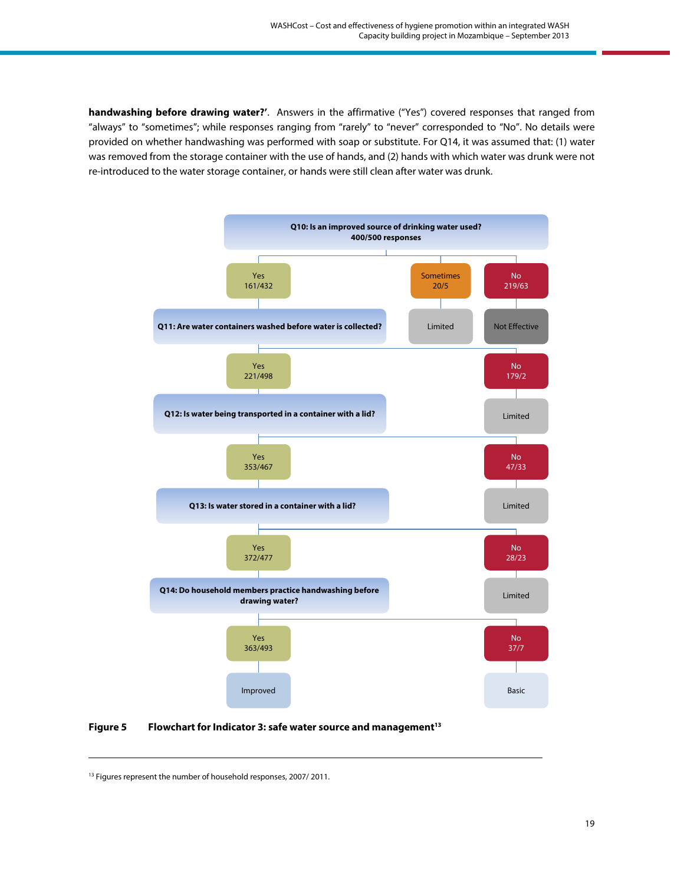**handwashing before drawing water?'**. Answers in the affirmative ("Yes") covered responses that ranged from "always" to "sometimes"; while responses ranging from "rarely" to "never" corresponded to "No". No details were provided on whether handwashing was performed with soap or substitute. For Q14, it was assumed that: (1) water was removed from the storage container with the use of hands, and (2) hands with which water was drunk were not re-introduced to the water storage container, or hands were still clean after water was drunk.

**Q10: Is an improved source of drinking water used?**
**400/500 responses**

- Yes 161/432
- Sometimes 20/5 → Limited
- No 219/63 → Not Effective

**Q11: Are water containers washed before water is collected?**

- Yes 221/498
- No 179/2 → Limited

**Q12: Is water being transported in a container with a lid?**

- Yes 353/467
- No 47/33 → Limited

**Q13: Is water stored in a container with a lid?**

- Yes 372/477
- No 28/23 → Limited

**Q14: Do household members practice handwashing before drawing water?**

- Yes 363/493 → Improved
- No 37/7 → Basic

**Figure 5** **Flowchart for Indicator 3: safe water source and management**[13]

[13] Figures represent the number of household responses, 2007/ 2011.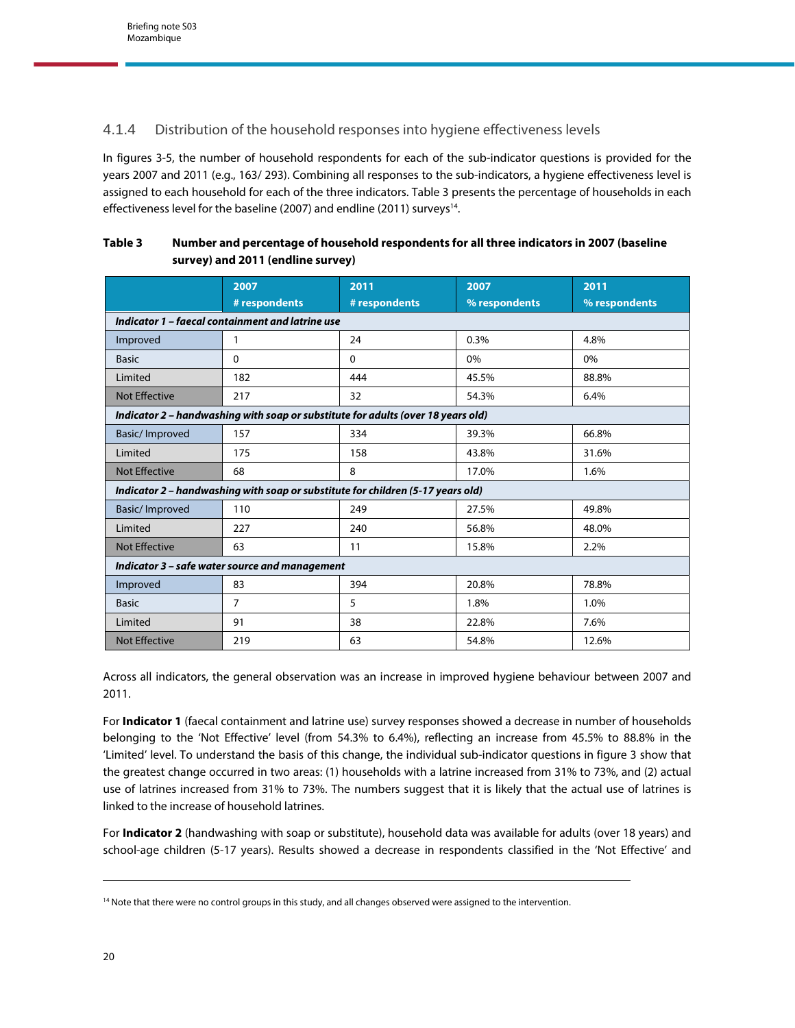### 4.1.4 Distribution of the household responses into hygiene effectiveness levels

In figures 3-5, the number of household respondents for each of the sub-indicator questions is provided for the years 2007 and 2011 (e.g., 163/ 293). Combining all responses to the sub-indicators, a hygiene effectiveness level is assigned to each household for each of the three indicators. Table 3 presents the percentage of households in each effectiveness level for the baseline (2007) and endline (2011) surveys[14].

**Table 3 Number and percentage of household respondents for all three indicators in 2007 (baseline survey) and 2011 (endline survey)**

| | 2007 # respondents | 2011 # respondents | 2007 % respondents | 2011 % respondents |
|---|---|---|---|---|
| ***Indicator 1 – faecal containment and latrine use*** | | | | |
| Improved | 1 | 24 | 0.3% | 4.8% |
| Basic | 0 | 0 | 0% | 0% |
| Limited | 182 | 444 | 45.5% | 88.8% |
| Not Effective | 217 | 32 | 54.3% | 6.4% |
| ***Indicator 2 – handwashing with soap or substitute for adults (over 18 years old)*** | | | | |
| Basic/ Improved | 157 | 334 | 39.3% | 66.8% |
| Limited | 175 | 158 | 43.8% | 31.6% |
| Not Effective | 68 | 8 | 17.0% | 1.6% |
| ***Indicator 2 – handwashing with soap or substitute for children (5-17 years old)*** | | | | |
| Basic/ Improved | 110 | 249 | 27.5% | 49.8% |
| Limited | 227 | 240 | 56.8% | 48.0% |
| Not Effective | 63 | 11 | 15.8% | 2.2% |
| ***Indicator 3 – safe water source and management*** | | | | |
| Improved | 83 | 394 | 20.8% | 78.8% |
| Basic | 7 | 5 | 1.8% | 1.0% |
| Limited | 91 | 38 | 22.8% | 7.6% |
| Not Effective | 219 | 63 | 54.8% | 12.6% |

Across all indicators, the general observation was an increase in improved hygiene behaviour between 2007 and 2011.

For **Indicator 1** (faecal containment and latrine use) survey responses showed a decrease in number of households belonging to the 'Not Effective' level (from 54.3% to 6.4%), reflecting an increase from 45.5% to 88.8% in the 'Limited' level. To understand the basis of this change, the individual sub-indicator questions in figure 3 show that the greatest change occurred in two areas: (1) households with a latrine increased from 31% to 73%, and (2) actual use of latrines increased from 31% to 73%. The numbers suggest that it is likely that the actual use of latrines is linked to the increase of household latrines.

For **Indicator 2** (handwashing with soap or substitute), household data was available for adults (over 18 years) and school-age children (5-17 years). Results showed a decrease in respondents classified in the 'Not Effective' and

[14] Note that there were no control groups in this study, and all changes observed were assigned to the intervention.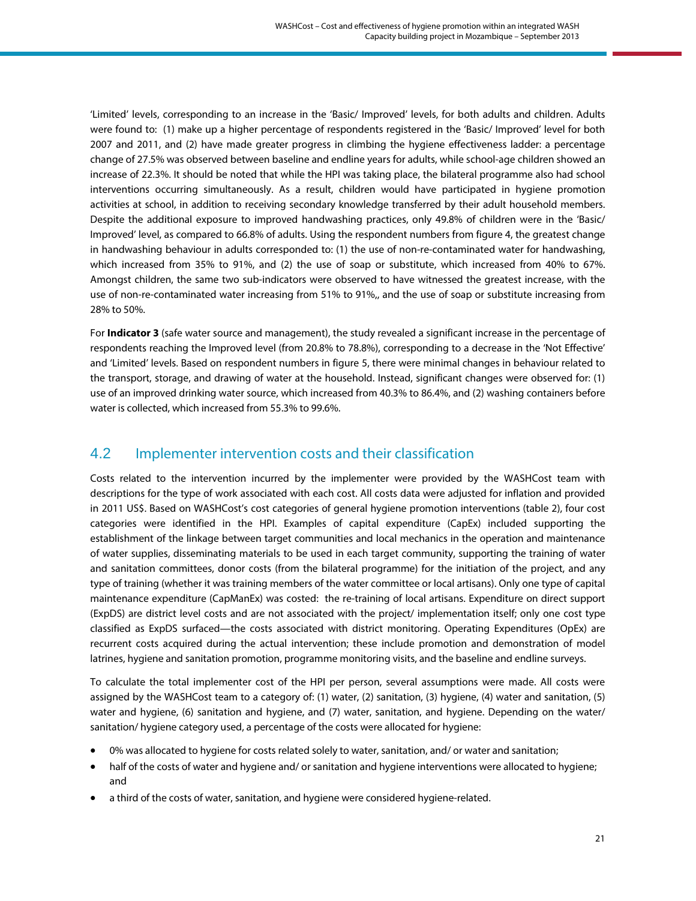'Limited' levels, corresponding to an increase in the 'Basic/ Improved' levels, for both adults and children. Adults were found to: (1) make up a higher percentage of respondents registered in the 'Basic/ Improved' level for both 2007 and 2011, and (2) have made greater progress in climbing the hygiene effectiveness ladder: a percentage change of 27.5% was observed between baseline and endline years for adults, while school-age children showed an increase of 22.3%. It should be noted that while the HPI was taking place, the bilateral programme also had school interventions occurring simultaneously. As a result, children would have participated in hygiene promotion activities at school, in addition to receiving secondary knowledge transferred by their adult household members. Despite the additional exposure to improved handwashing practices, only 49.8% of children were in the 'Basic/ Improved' level, as compared to 66.8% of adults. Using the respondent numbers from figure 4, the greatest change in handwashing behaviour in adults corresponded to: (1) the use of non-re-contaminated water for handwashing, which increased from 35% to 91%, and (2) the use of soap or substitute, which increased from 40% to 67%. Amongst children, the same two sub-indicators were observed to have witnessed the greatest increase, with the use of non-re-contaminated water increasing from 51% to 91%,, and the use of soap or substitute increasing from 28% to 50%.

For **Indicator 3** (safe water source and management), the study revealed a significant increase in the percentage of respondents reaching the Improved level (from 20.8% to 78.8%), corresponding to a decrease in the 'Not Effective' and 'Limited' levels. Based on respondent numbers in figure 5, there were minimal changes in behaviour related to the transport, storage, and drawing of water at the household. Instead, significant changes were observed for: (1) use of an improved drinking water source, which increased from 40.3% to 86.4%, and (2) washing containers before water is collected, which increased from 55.3% to 99.6%.

## 4.2 Implementer intervention costs and their classification

Costs related to the intervention incurred by the implementer were provided by the WASHCost team with descriptions for the type of work associated with each cost. All costs data were adjusted for inflation and provided in 2011 US$. Based on WASHCost's cost categories of general hygiene promotion interventions (table 2), four cost categories were identified in the HPI. Examples of capital expenditure (CapEx) included supporting the establishment of the linkage between target communities and local mechanics in the operation and maintenance of water supplies, disseminating materials to be used in each target community, supporting the training of water and sanitation committees, donor costs (from the bilateral programme) for the initiation of the project, and any type of training (whether it was training members of the water committee or local artisans). Only one type of capital maintenance expenditure (CapManEx) was costed: the re-training of local artisans. Expenditure on direct support (ExpDS) are district level costs and are not associated with the project/ implementation itself; only one cost type classified as ExpDS surfaced—the costs associated with district monitoring. Operating Expenditures (OpEx) are recurrent costs acquired during the actual intervention; these include promotion and demonstration of model latrines, hygiene and sanitation promotion, programme monitoring visits, and the baseline and endline surveys.

To calculate the total implementer cost of the HPI per person, several assumptions were made. All costs were assigned by the WASHCost team to a category of: (1) water, (2) sanitation, (3) hygiene, (4) water and sanitation, (5) water and hygiene, (6) sanitation and hygiene, and (7) water, sanitation, and hygiene. Depending on the water/ sanitation/ hygiene category used, a percentage of the costs were allocated for hygiene:

- 0% was allocated to hygiene for costs related solely to water, sanitation, and/ or water and sanitation;
- half of the costs of water and hygiene and/ or sanitation and hygiene interventions were allocated to hygiene; and
- a third of the costs of water, sanitation, and hygiene were considered hygiene-related.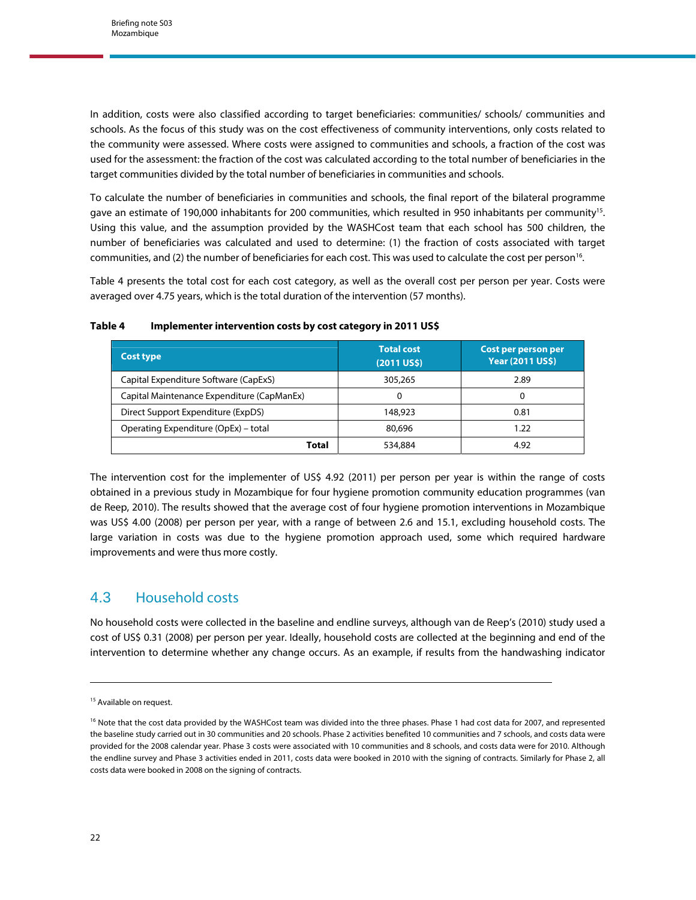In addition, costs were also classified according to target beneficiaries: communities/ schools/ communities and schools. As the focus of this study was on the cost effectiveness of community interventions, only costs related to the community were assessed. Where costs were assigned to communities and schools, a fraction of the cost was used for the assessment: the fraction of the cost was calculated according to the total number of beneficiaries in the target communities divided by the total number of beneficiaries in communities and schools.

To calculate the number of beneficiaries in communities and schools, the final report of the bilateral programme gave an estimate of 190,000 inhabitants for 200 communities, which resulted in 950 inhabitants per community[15]. Using this value, and the assumption provided by the WASHCost team that each school has 500 children, the number of beneficiaries was calculated and used to determine: (1) the fraction of costs associated with target communities, and (2) the number of beneficiaries for each cost. This was used to calculate the cost per person[16].

Table 4 presents the total cost for each cost category, as well as the overall cost per person per year. Costs were averaged over 4.75 years, which is the total duration of the intervention (57 months).

**Table 4 Implementer intervention costs by cost category in 2011 US$**

| Cost type | Total cost (2011 US$) | Cost per person per Year (2011 US$) |
|---|---|---|
| Capital Expenditure Software (CapExS) | 305,265 | 2.89 |
| Capital Maintenance Expenditure (CapManEx) | 0 | 0 |
| Direct Support Expenditure (ExpDS) | 148,923 | 0.81 |
| Operating Expenditure (OpEx) – total | 80,696 | 1.22 |
| **Total** | 534,884 | 4.92 |

The intervention cost for the implementer of US$ 4.92 (2011) per person per year is within the range of costs obtained in a previous study in Mozambique for four hygiene promotion community education programmes (van de Reep, 2010). The results showed that the average cost of four hygiene promotion interventions in Mozambique was US$ 4.00 (2008) per person per year, with a range of between 2.6 and 15.1, excluding household costs. The large variation in costs was due to the hygiene promotion approach used, some which required hardware improvements and were thus more costly.

## 4.3 Household costs

No household costs were collected in the baseline and endline surveys, although van de Reep's (2010) study used a cost of US$ 0.31 (2008) per person per year. Ideally, household costs are collected at the beginning and end of the intervention to determine whether any change occurs. As an example, if results from the handwashing indicator

---

[15] Available on request.

[16] Note that the cost data provided by the WASHCost team was divided into the three phases. Phase 1 had cost data for 2007, and represented the baseline study carried out in 30 communities and 20 schools. Phase 2 activities benefited 10 communities and 7 schools, and costs data were provided for the 2008 calendar year. Phase 3 costs were associated with 10 communities and 8 schools, and costs data were for 2010. Although the endline survey and Phase 3 activities ended in 2011, costs data were booked in 2010 with the signing of contracts. Similarly for Phase 2, all costs data were booked in 2008 on the signing of contracts.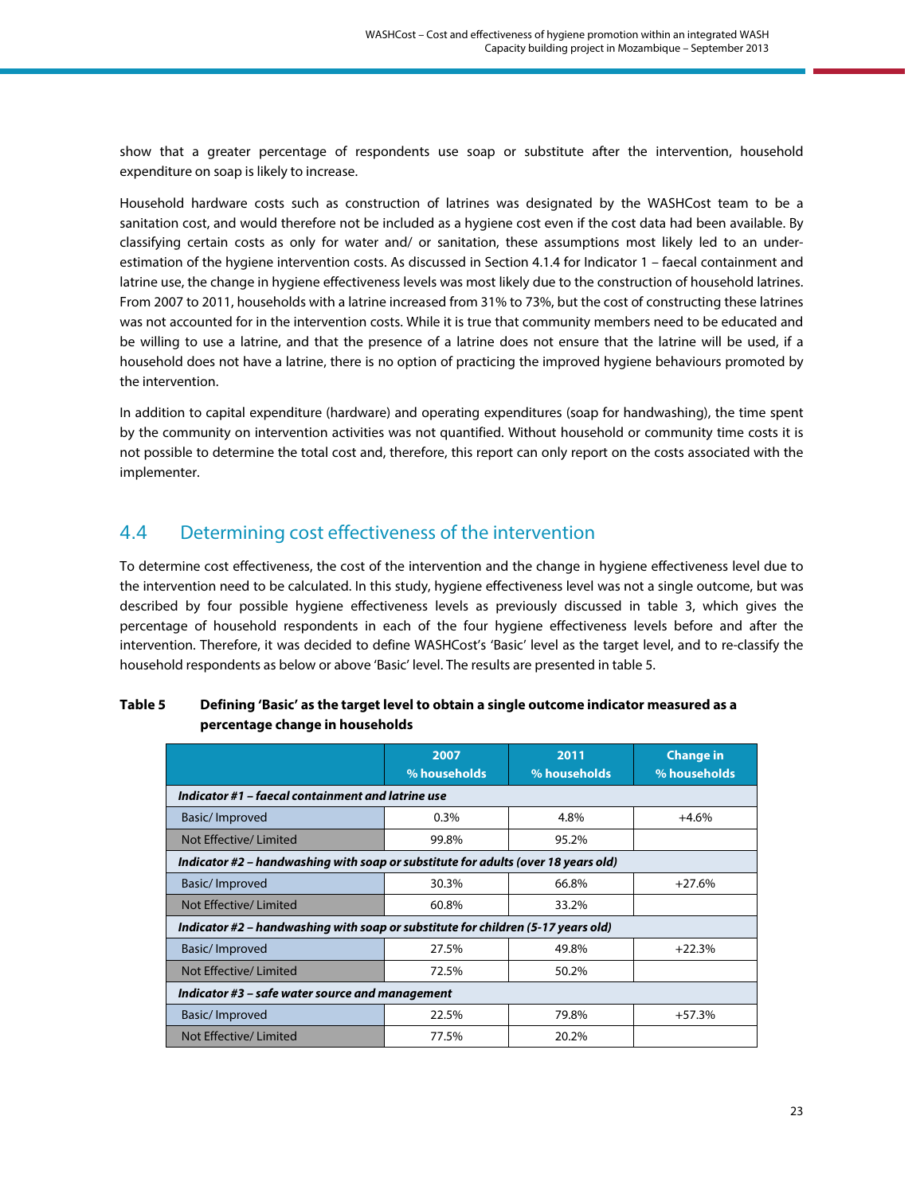show that a greater percentage of respondents use soap or substitute after the intervention, household expenditure on soap is likely to increase.

Household hardware costs such as construction of latrines was designated by the WASHCost team to be a sanitation cost, and would therefore not be included as a hygiene cost even if the cost data had been available. By classifying certain costs as only for water and/ or sanitation, these assumptions most likely led to an under-estimation of the hygiene intervention costs. As discussed in Section 4.1.4 for Indicator 1 – faecal containment and latrine use, the change in hygiene effectiveness levels was most likely due to the construction of household latrines. From 2007 to 2011, households with a latrine increased from 31% to 73%, but the cost of constructing these latrines was not accounted for in the intervention costs. While it is true that community members need to be educated and be willing to use a latrine, and that the presence of a latrine does not ensure that the latrine will be used, if a household does not have a latrine, there is no option of practicing the improved hygiene behaviours promoted by the intervention.

In addition to capital expenditure (hardware) and operating expenditures (soap for handwashing), the time spent by the community on intervention activities was not quantified. Without household or community time costs it is not possible to determine the total cost and, therefore, this report can only report on the costs associated with the implementer.

## 4.4 Determining cost effectiveness of the intervention

To determine cost effectiveness, the cost of the intervention and the change in hygiene effectiveness level due to the intervention need to be calculated. In this study, hygiene effectiveness level was not a single outcome, but was described by four possible hygiene effectiveness levels as previously discussed in table 3, which gives the percentage of household respondents in each of the four hygiene effectiveness levels before and after the intervention. Therefore, it was decided to define WASHCost's 'Basic' level as the target level, and to re-classify the household respondents as below or above 'Basic' level. The results are presented in table 5.

**Table 5 Defining 'Basic' as the target level to obtain a single outcome indicator measured as a percentage change in households**

| | 2007 % households | 2011 % households | Change in % households |
|---|---|---|---|
| ***Indicator #1 – faecal containment and latrine use*** | | | |
| Basic/ Improved | 0.3% | 4.8% | +4.6% |
| Not Effective/ Limited | 99.8% | 95.2% | |
| ***Indicator #2 – handwashing with soap or substitute for adults (over 18 years old)*** | | | |
| Basic/ Improved | 30.3% | 66.8% | +27.6% |
| Not Effective/ Limited | 60.8% | 33.2% | |
| ***Indicator #2 – handwashing with soap or substitute for children (5-17 years old)*** | | | |
| Basic/ Improved | 27.5% | 49.8% | +22.3% |
| Not Effective/ Limited | 72.5% | 50.2% | |
| ***Indicator #3 – safe water source and management*** | | | |
| Basic/ Improved | 22.5% | 79.8% | +57.3% |
| Not Effective/ Limited | 77.5% | 20.2% | |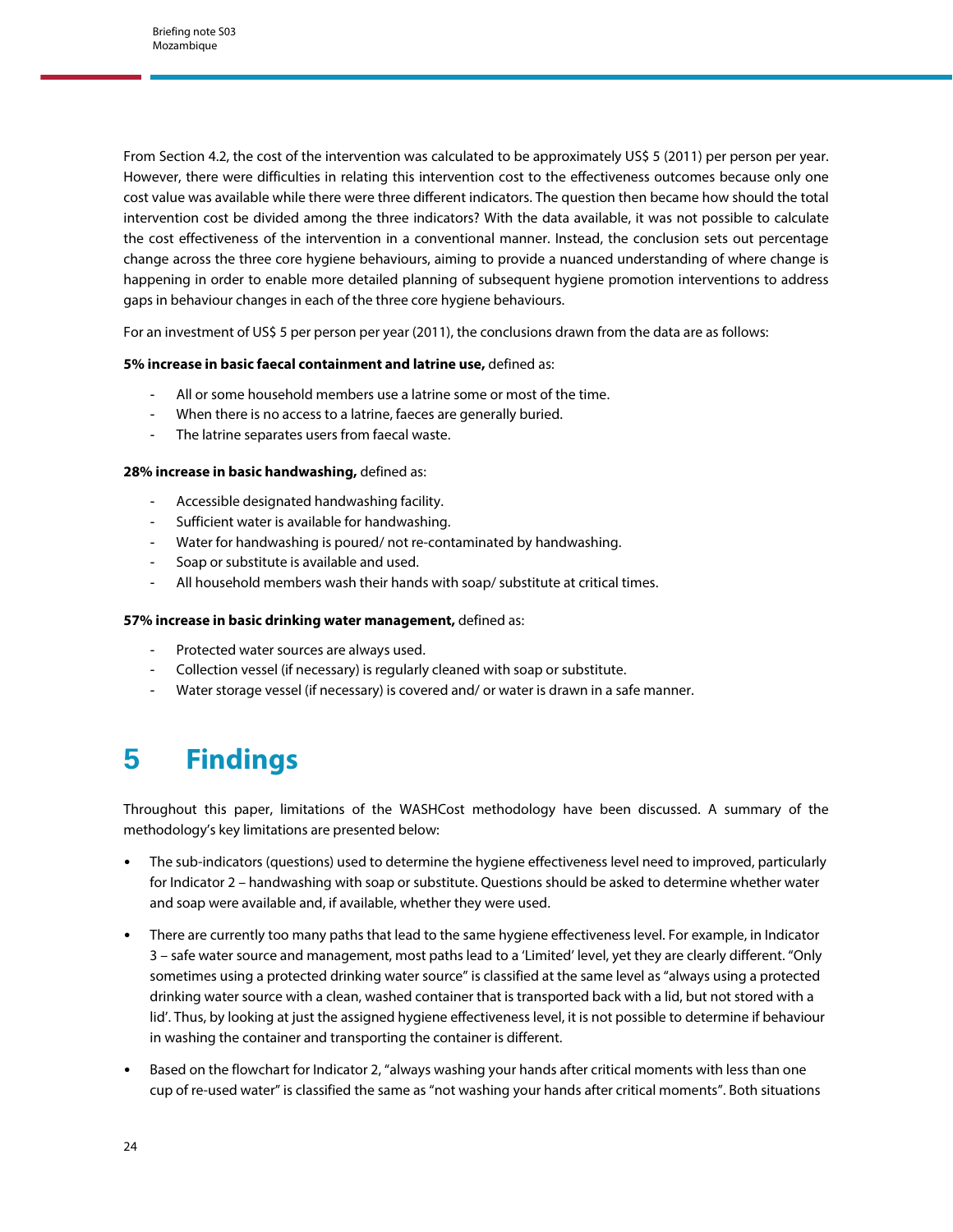From Section 4.2, the cost of the intervention was calculated to be approximately US$ 5 (2011) per person per year. However, there were difficulties in relating this intervention cost to the effectiveness outcomes because only one cost value was available while there were three different indicators. The question then became how should the total intervention cost be divided among the three indicators? With the data available, it was not possible to calculate the cost effectiveness of the intervention in a conventional manner. Instead, the conclusion sets out percentage change across the three core hygiene behaviours, aiming to provide a nuanced understanding of where change is happening in order to enable more detailed planning of subsequent hygiene promotion interventions to address gaps in behaviour changes in each of the three core hygiene behaviours.

For an investment of US$ 5 per person per year (2011), the conclusions drawn from the data are as follows:

**5% increase in basic faecal containment and latrine use,** defined as:

- All or some household members use a latrine some or most of the time.
- When there is no access to a latrine, faeces are generally buried.
- The latrine separates users from faecal waste.

**28% increase in basic handwashing,** defined as:

- Accessible designated handwashing facility.
- Sufficient water is available for handwashing.
- Water for handwashing is poured/ not re-contaminated by handwashing.
- Soap or substitute is available and used.
- All household members wash their hands with soap/ substitute at critical times.

**57% increase in basic drinking water management,** defined as:

- Protected water sources are always used.
- Collection vessel (if necessary) is regularly cleaned with soap or substitute.
- Water storage vessel (if necessary) is covered and/ or water is drawn in a safe manner.

# 5 Findings

Throughout this paper, limitations of the WASHCost methodology have been discussed. A summary of the methodology's key limitations are presented below:

- The sub-indicators (questions) used to determine the hygiene effectiveness level need to improved, particularly for Indicator 2 – handwashing with soap or substitute. Questions should be asked to determine whether water and soap were available and, if available, whether they were used.
- There are currently too many paths that lead to the same hygiene effectiveness level. For example, in Indicator 3 – safe water source and management, most paths lead to a 'Limited' level, yet they are clearly different. "Only sometimes using a protected drinking water source" is classified at the same level as "always using a protected drinking water source with a clean, washed container that is transported back with a lid, but not stored with a lid'. Thus, by looking at just the assigned hygiene effectiveness level, it is not possible to determine if behaviour in washing the container and transporting the container is different.
- Based on the flowchart for Indicator 2, "always washing your hands after critical moments with less than one cup of re-used water" is classified the same as "not washing your hands after critical moments". Both situations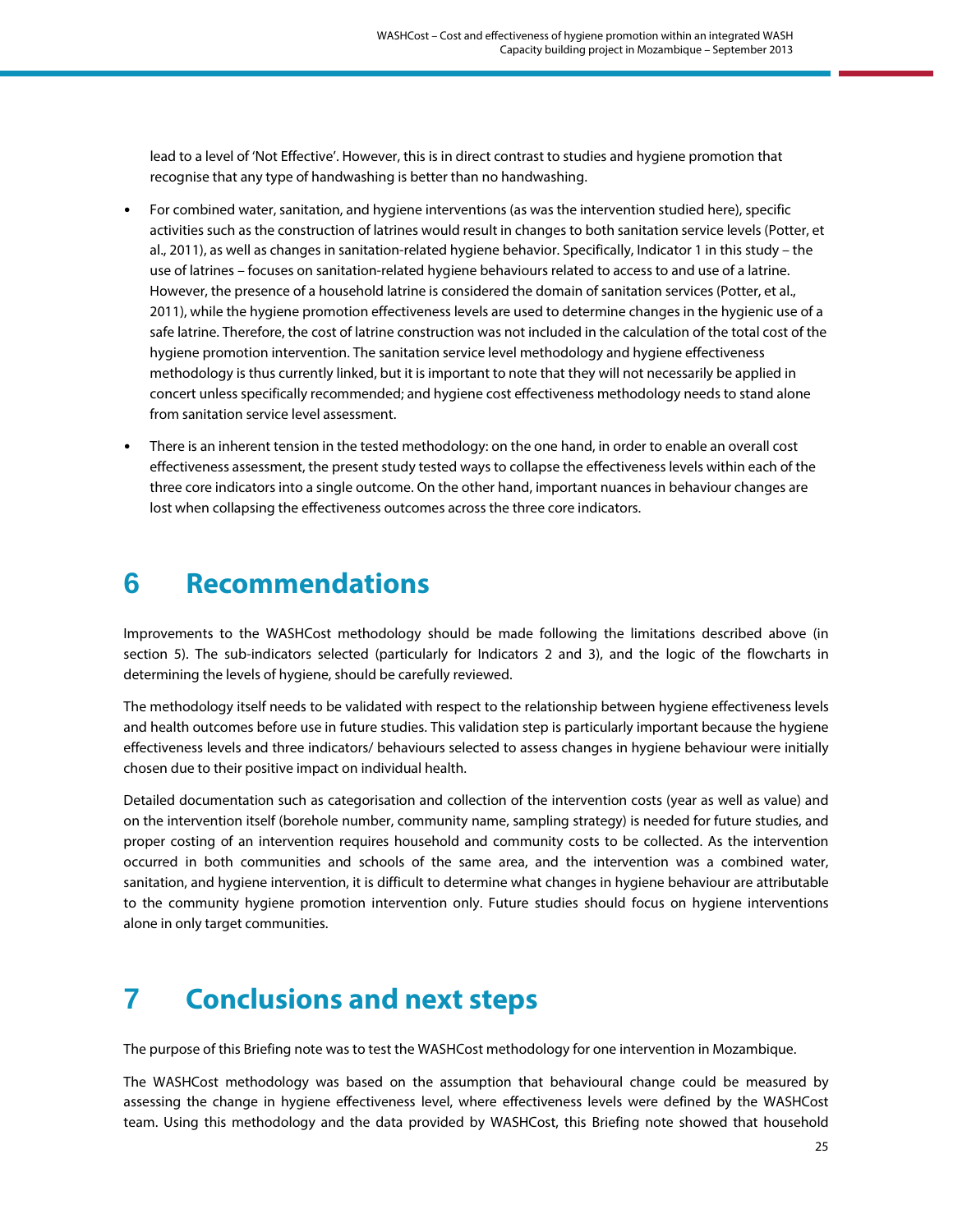lead to a level of 'Not Effective'. However, this is in direct contrast to studies and hygiene promotion that recognise that any type of handwashing is better than no handwashing.

- For combined water, sanitation, and hygiene interventions (as was the intervention studied here), specific activities such as the construction of latrines would result in changes to both sanitation service levels (Potter, et al., 2011), as well as changes in sanitation-related hygiene behavior. Specifically, Indicator 1 in this study – the use of latrines – focuses on sanitation-related hygiene behaviours related to access to and use of a latrine. However, the presence of a household latrine is considered the domain of sanitation services (Potter, et al., 2011), while the hygiene promotion effectiveness levels are used to determine changes in the hygienic use of a safe latrine. Therefore, the cost of latrine construction was not included in the calculation of the total cost of the hygiene promotion intervention. The sanitation service level methodology and hygiene effectiveness methodology is thus currently linked, but it is important to note that they will not necessarily be applied in concert unless specifically recommended; and hygiene cost effectiveness methodology needs to stand alone from sanitation service level assessment.
- There is an inherent tension in the tested methodology: on the one hand, in order to enable an overall cost effectiveness assessment, the present study tested ways to collapse the effectiveness levels within each of the three core indicators into a single outcome. On the other hand, important nuances in behaviour changes are lost when collapsing the effectiveness outcomes across the three core indicators.

# 6 Recommendations

Improvements to the WASHCost methodology should be made following the limitations described above (in section 5). The sub-indicators selected (particularly for Indicators 2 and 3), and the logic of the flowcharts in determining the levels of hygiene, should be carefully reviewed.

The methodology itself needs to be validated with respect to the relationship between hygiene effectiveness levels and health outcomes before use in future studies. This validation step is particularly important because the hygiene effectiveness levels and three indicators/ behaviours selected to assess changes in hygiene behaviour were initially chosen due to their positive impact on individual health.

Detailed documentation such as categorisation and collection of the intervention costs (year as well as value) and on the intervention itself (borehole number, community name, sampling strategy) is needed for future studies, and proper costing of an intervention requires household and community costs to be collected. As the intervention occurred in both communities and schools of the same area, and the intervention was a combined water, sanitation, and hygiene intervention, it is difficult to determine what changes in hygiene behaviour are attributable to the community hygiene promotion intervention only. Future studies should focus on hygiene interventions alone in only target communities.

# 7 Conclusions and next steps

The purpose of this Briefing note was to test the WASHCost methodology for one intervention in Mozambique.

The WASHCost methodology was based on the assumption that behavioural change could be measured by assessing the change in hygiene effectiveness level, where effectiveness levels were defined by the WASHCost team. Using this methodology and the data provided by WASHCost, this Briefing note showed that household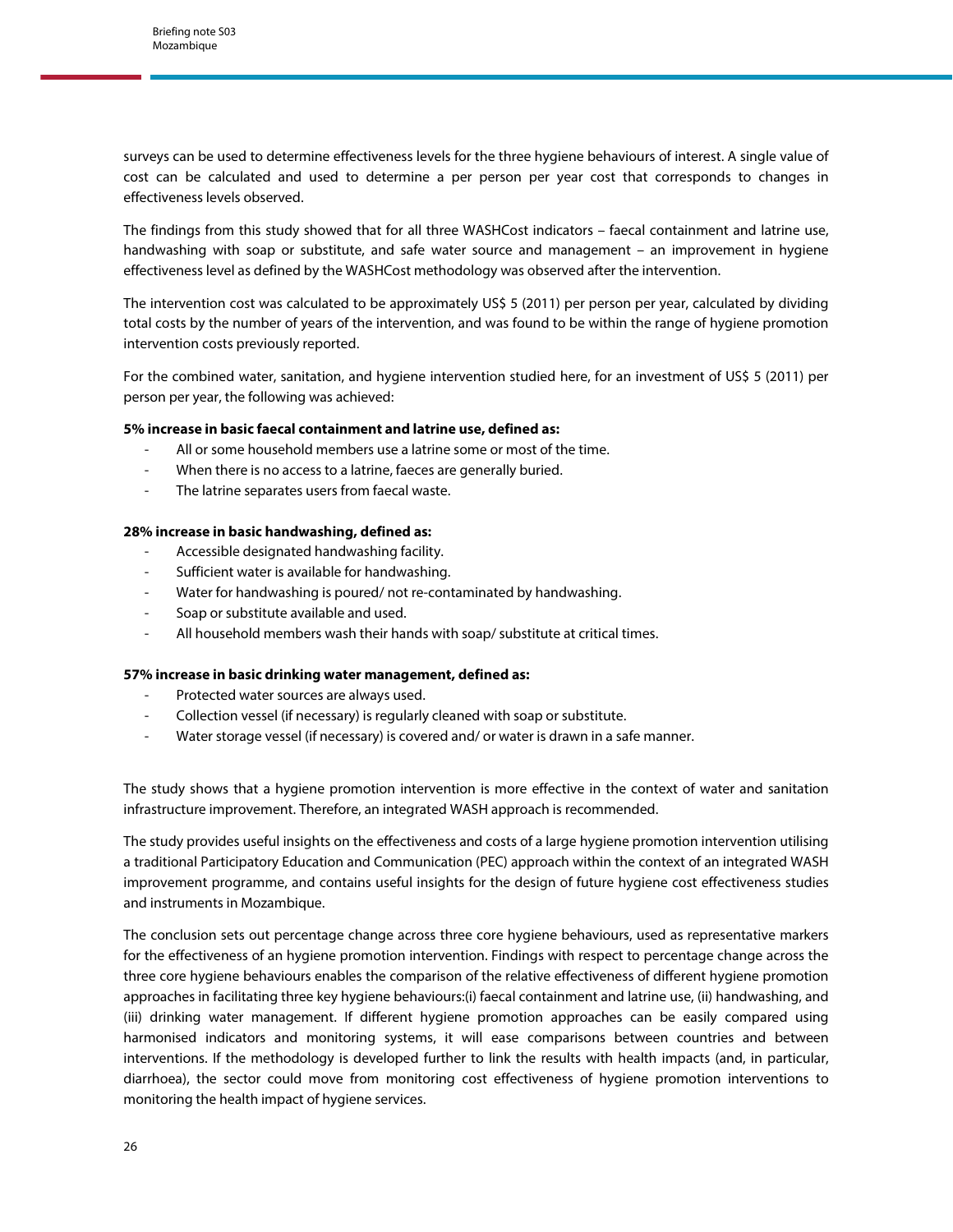surveys can be used to determine effectiveness levels for the three hygiene behaviours of interest. A single value of cost can be calculated and used to determine a per person per year cost that corresponds to changes in effectiveness levels observed.

The findings from this study showed that for all three WASHCost indicators – faecal containment and latrine use, handwashing with soap or substitute, and safe water source and management – an improvement in hygiene effectiveness level as defined by the WASHCost methodology was observed after the intervention.

The intervention cost was calculated to be approximately US$ 5 (2011) per person per year, calculated by dividing total costs by the number of years of the intervention, and was found to be within the range of hygiene promotion intervention costs previously reported.

For the combined water, sanitation, and hygiene intervention studied here, for an investment of US$ 5 (2011) per person per year, the following was achieved:

**5% increase in basic faecal containment and latrine use, defined as:**

- All or some household members use a latrine some or most of the time.
- When there is no access to a latrine, faeces are generally buried.
- The latrine separates users from faecal waste.

**28% increase in basic handwashing, defined as:**

- Accessible designated handwashing facility.
- Sufficient water is available for handwashing.
- Water for handwashing is poured/ not re-contaminated by handwashing.
- Soap or substitute available and used.
- All household members wash their hands with soap/ substitute at critical times.

**57% increase in basic drinking water management, defined as:**

- Protected water sources are always used.
- Collection vessel (if necessary) is regularly cleaned with soap or substitute.
- Water storage vessel (if necessary) is covered and/ or water is drawn in a safe manner.

The study shows that a hygiene promotion intervention is more effective in the context of water and sanitation infrastructure improvement. Therefore, an integrated WASH approach is recommended.

The study provides useful insights on the effectiveness and costs of a large hygiene promotion intervention utilising a traditional Participatory Education and Communication (PEC) approach within the context of an integrated WASH improvement programme, and contains useful insights for the design of future hygiene cost effectiveness studies and instruments in Mozambique.

The conclusion sets out percentage change across three core hygiene behaviours, used as representative markers for the effectiveness of an hygiene promotion intervention. Findings with respect to percentage change across the three core hygiene behaviours enables the comparison of the relative effectiveness of different hygiene promotion approaches in facilitating three key hygiene behaviours:(i) faecal containment and latrine use, (ii) handwashing, and (iii) drinking water management. If different hygiene promotion approaches can be easily compared using harmonised indicators and monitoring systems, it will ease comparisons between countries and between interventions. If the methodology is developed further to link the results with health impacts (and, in particular, diarrhoea), the sector could move from monitoring cost effectiveness of hygiene promotion interventions to monitoring the health impact of hygiene services.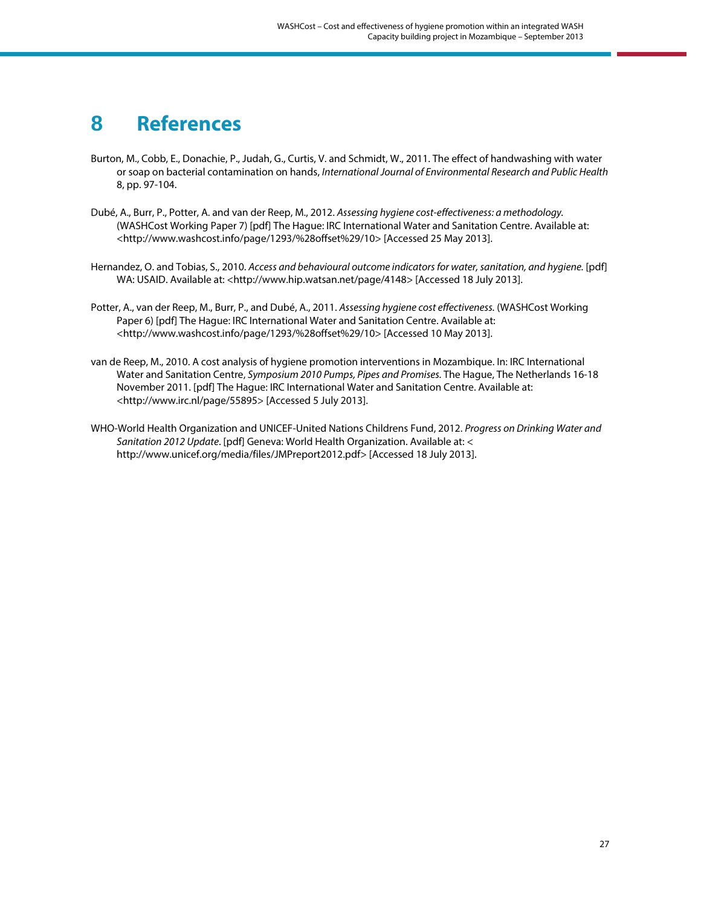# 8 References

Burton, M., Cobb, E., Donachie, P., Judah, G., Curtis, V. and Schmidt, W., 2011. The effect of handwashing with water or soap on bacterial contamination on hands, *International Journal of Environmental Research and Public Health* 8, pp. 97-104.

Dubé, A., Burr, P., Potter, A. and van der Reep, M., 2012. *Assessing hygiene cost-effectiveness: a methodology*. (WASHCost Working Paper 7) [pdf] The Hague: IRC International Water and Sanitation Centre. Available at: <http://www.washcost.info/page/1293/%28offset%29/10> [Accessed 25 May 2013].

Hernandez, O. and Tobias, S., 2010. *Access and behavioural outcome indicators for water, sanitation, and hygiene.* [pdf] WA: USAID. Available at: <http://www.hip.watsan.net/page/4148> [Accessed 18 July 2013].

Potter, A., van der Reep, M., Burr, P., and Dubé, A., 2011. *Assessing hygiene cost effectiveness.* (WASHCost Working Paper 6) [pdf] The Hague: IRC International Water and Sanitation Centre. Available at: <http://www.washcost.info/page/1293/%28offset%29/10> [Accessed 10 May 2013].

van de Reep, M., 2010. A cost analysis of hygiene promotion interventions in Mozambique. In: IRC International Water and Sanitation Centre, *Symposium 2010 Pumps, Pipes and Promises.* The Hague, The Netherlands 16-18 November 2011. [pdf] The Hague: IRC International Water and Sanitation Centre. Available at: <http://www.irc.nl/page/55895> [Accessed 5 July 2013].

WHO-World Health Organization and UNICEF-United Nations Childrens Fund, 2012. *Progress on Drinking Water and Sanitation 2012 Update*. [pdf] Geneva: World Health Organization. Available at: < http://www.unicef.org/media/files/JMPreport2012.pdf> [Accessed 18 July 2013].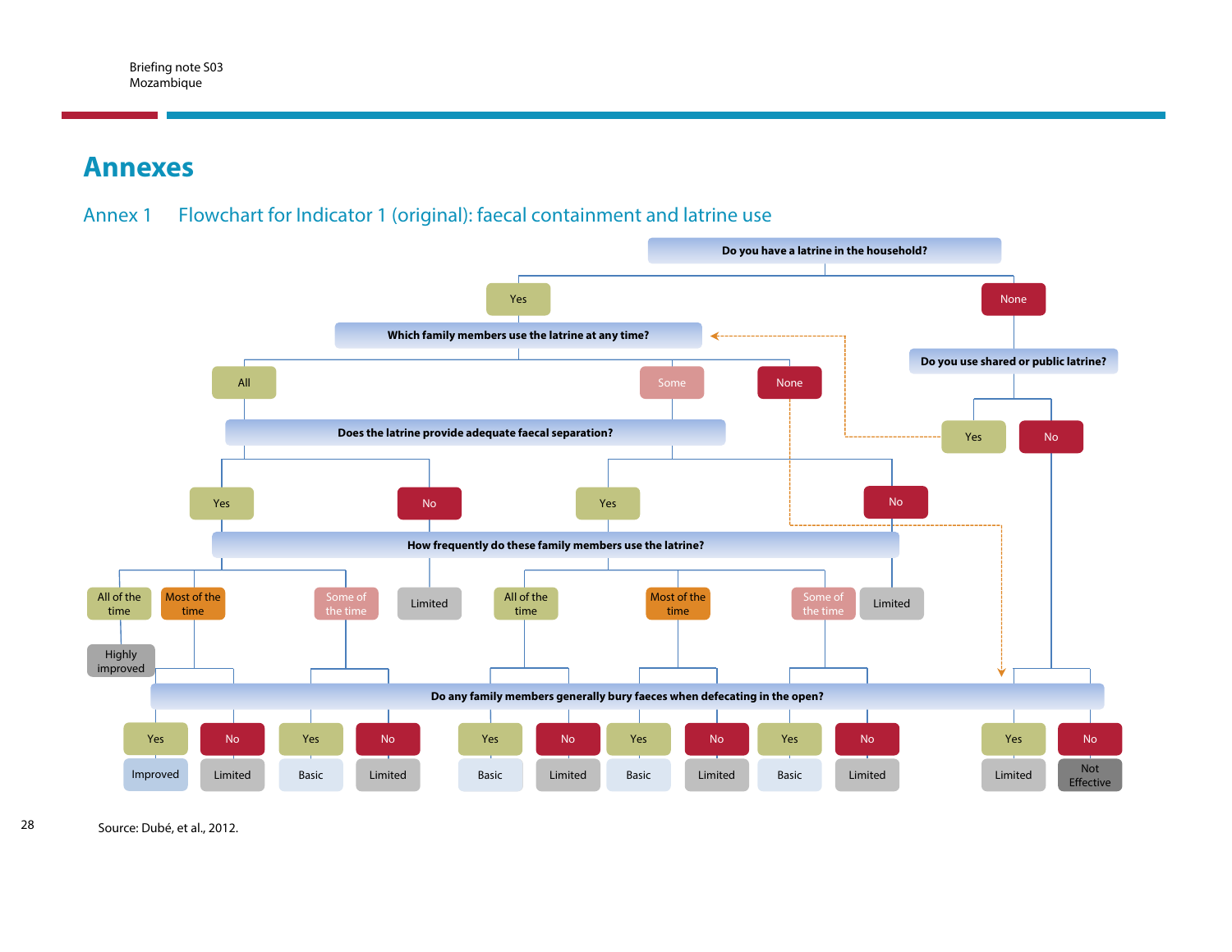# Annexes

## Annex 1 Flowchart for Indicator 1 (original): faecal containment and latrine use

**Do you have a latrine in the household?**

- **Yes** → **Which family members use the latrine at any time?**
  - **All** → **Does the latrine provide adequate faecal separation?**
    - **Yes** → **How frequently do these family members use the latrine?**
      - All of the time → Highly improved
      - Most of the time → **Do any family members generally bury faeces when defecating in the open?**
        - Yes → Improved
        - No → Limited
      - Some of the time → **Do any family members generally bury faeces when defecating in the open?**
        - Yes → Basic
        - No → Limited
    - **No** → Limited
  - **Some** → **Does the latrine provide adequate faecal separation?**
    - **Yes** → **How frequently do these family members use the latrine?**
      - All of the time → **Do any family members generally bury faeces when defecating in the open?**
        - Yes → Basic
        - No → Limited
      - Most of the time → **Do any family members generally bury faeces when defecating in the open?**
        - Yes → Basic
        - No → Limited
      - Some of the time → **Do any family members generally bury faeces when defecating in the open?**
        - Yes → Basic
        - No → Limited
    - **No** → Limited
  - **None** → **Do any family members generally bury faeces when defecating in the open?**
    - Yes → Limited
    - No → Not Effective
- **None** → **Do you use shared or public latrine?**
  - **Yes** → **Which family members use the latrine at any time?**
  - **No** → **Do any family members generally bury faeces when defecating in the open?**
    - Yes → Limited
    - No → Not Effective

Source: Dubé, et al., 2012.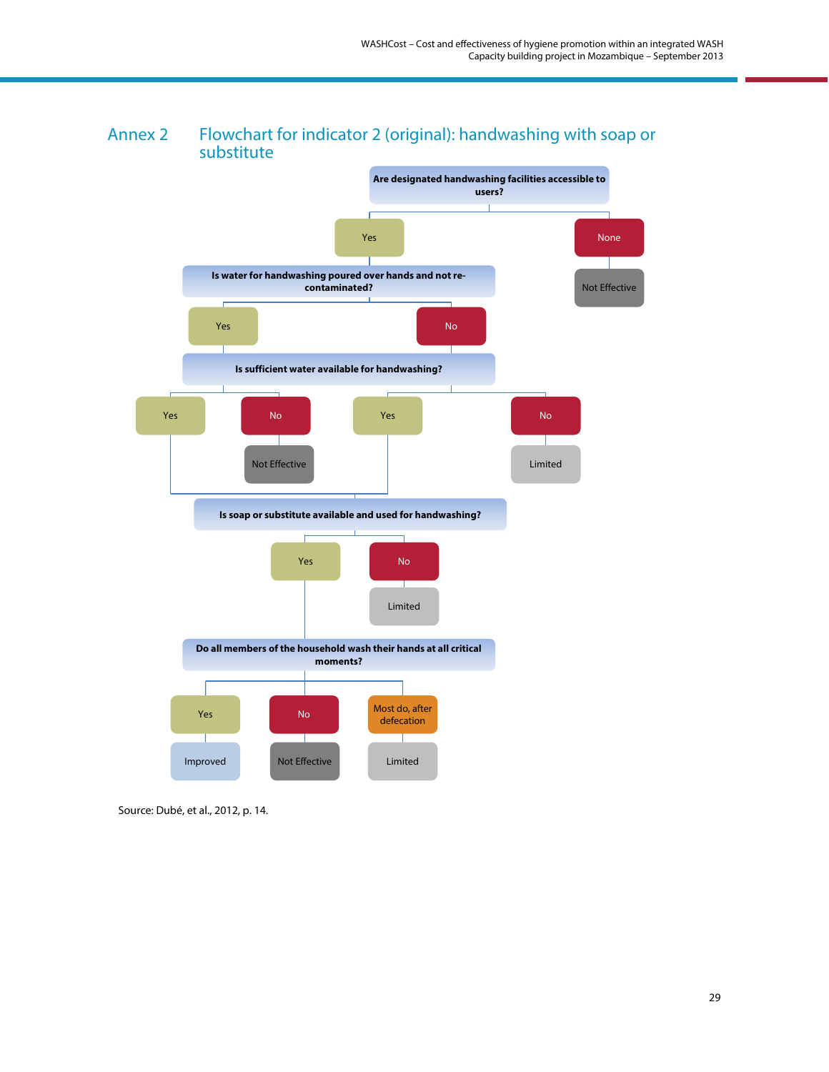## Annex 2 Flowchart for indicator 2 (original): handwashing with soap or substitute

**Are designated handwashing facilities accessible to users?**

- Yes
- None → Not Effective

**Is water for handwashing poured over hands and not re-contaminated?**

- Yes
- No

**Is sufficient water available for handwashing?**

- (Poured over hands: Yes) Yes
- (Poured over hands: Yes) No → Not Effective
- (Poured over hands: No) Yes
- (Poured over hands: No) No → Limited

**Is soap or substitute available and used for handwashing?**

- Yes
- No → Limited

**Do all members of the household wash their hands at all critical moments?**

- Yes → Improved
- No → Not Effective
- Most do, after defecation → Limited

Source: Dubé, et al., 2012, p. 14.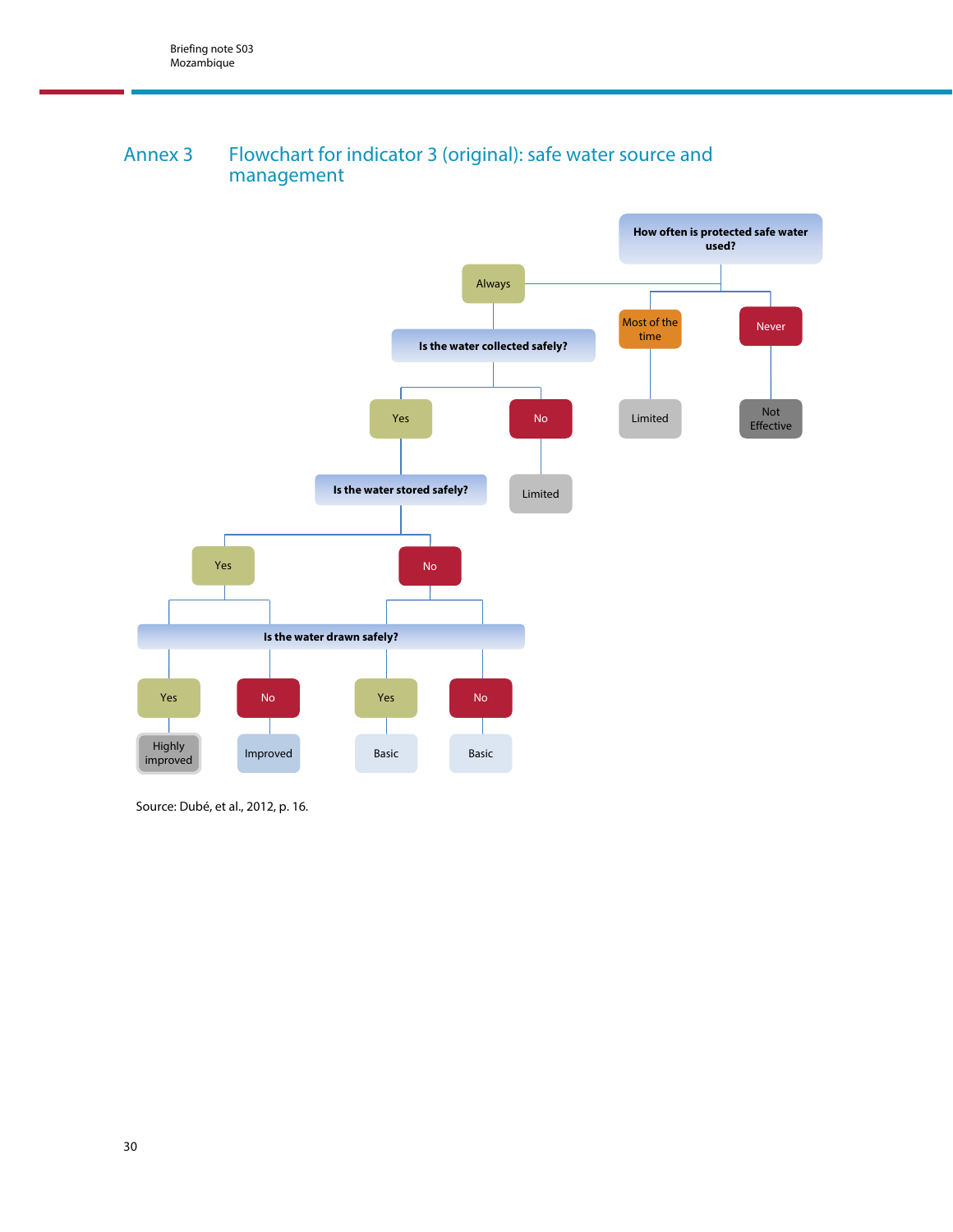## Annex 3 Flowchart for indicator 3 (original): safe water source and management

**How often is protected safe water used?**

- **Always**
  - **Is the water collected safely?**
    - **Yes**
      - **Is the water stored safely?**
        - **Yes**
          - **Is the water drawn safely?**
            - **Yes** → Highly improved
            - **No** → Improved
        - **No**
          - **Is the water drawn safely?**
            - **Yes** → Basic
            - **No** → Basic
    - **No** → Limited
- **Most of the time** → Limited
- **Never** → Not Effective

Source: Dubé, et al., 2012, p. 16.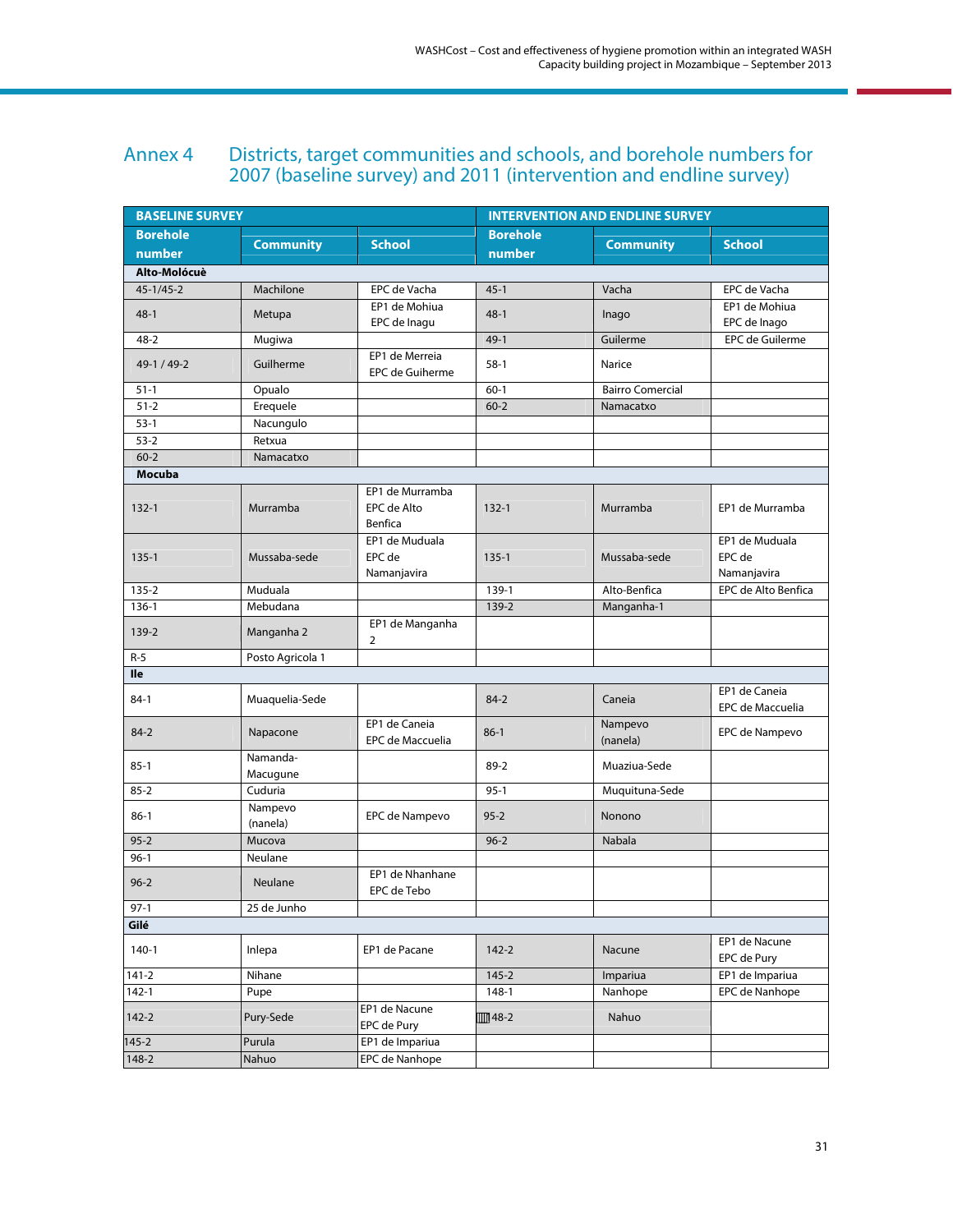## Annex 4 Districts, target communities and schools, and borehole numbers for 2007 (baseline survey) and 2011 (intervention and endline survey)

| BASELINE SURVEY | | | INTERVENTION AND ENDLINE SURVEY | | |
|---|---|---|---|---|---|
| Borehole number | Community | School | Borehole number | Community | School |
| **Alto-Molócuè** | | | | | |
| 45-1/45-2 | Machilone | EPC de Vacha | 45-1 | Vacha | EPC de Vacha |
| 48-1 | Metupa | EP1 de Mohiua EPC de Inagu | 48-1 | Inago | EP1 de Mohiua EPC de Inago |
| 48-2 | Mugiwa | | 49-1 | Guilerme | EPC de Guilerme |
| 49-1 / 49-2 | Guilherme | EP1 de Merreia EPC de Guiherme | 58-1 | Narice | |
| 51-1 | Opualo | | 60-1 | Bairro Comercial | |
| 51-2 | Erequele | | 60-2 | Namacatxo | |
| 53-1 | Nacungulo | | | | |
| 53-2 | Retxua | | | | |
| 60-2 | Namacatxo | | | | |
| **Mocuba** | | | | | |
| 132-1 | Murramba | EP1 de Murramba EPC de Alto Benfica | 132-1 | Murramba | EP1 de Murramba |
| 135-1 | Mussaba-sede | EP1 de Muduala EPC de Namanjavira | 135-1 | Mussaba-sede | EP1 de Muduala EPC de Namanjavira |
| 135-2 | Muduala | | 139-1 | Alto-Benfica | EPC de Alto Benfica |
| 136-1 | Mebudana | | 139-2 | Manganha-1 | |
| 139-2 | Manganha 2 | EP1 de Manganha 2 | | | |
| R-5 | Posto Agricola 1 | | | | |
| **Ile** | | | | | |
| 84-1 | Muaquelia-Sede | | 84-2 | Caneia | EP1 de Caneia EPC de Maccuelia |
| 84-2 | Napacone | EP1 de Caneia EPC de Maccuelia | 86-1 | Nampevo (nanela) | EPC de Nampevo |
| 85-1 | Namanda-Macugune | | 89-2 | Muaziua-Sede | |
| 85-2 | Cuduria | | 95-1 | Muquituna-Sede | |
| 86-1 | Nampevo (nanela) | EPC de Nampevo | 95-2 | Nonono | |
| 95-2 | Mucova | | 96-2 | Nabala | |
| 96-1 | Neulane | | | | |
| 96-2 | Neulane | EP1 de Nhanhane EPC de Tebo | | | |
| 97-1 | 25 de Junho | | | | |
| **Gilé** | | | | | |
| 140-1 | Inlepa | EP1 de Pacane | 142-2 | Nacune | EP1 de Nacune EPC de Pury |
| 141-2 | Nihane | | 145-2 | Impariua | EP1 de Impariua |
| 142-1 | Pupe | | 148-1 | Nanhope | EPC de Nanhope |
| 142-2 | Pury-Sede | EP1 de Nacune EPC de Pury | 148-2 | Nahuo | |
| 145-2 | Purula | EP1 de Impariua | | | |
| 148-2 | Nahuo | EPC de Nanhope | | | |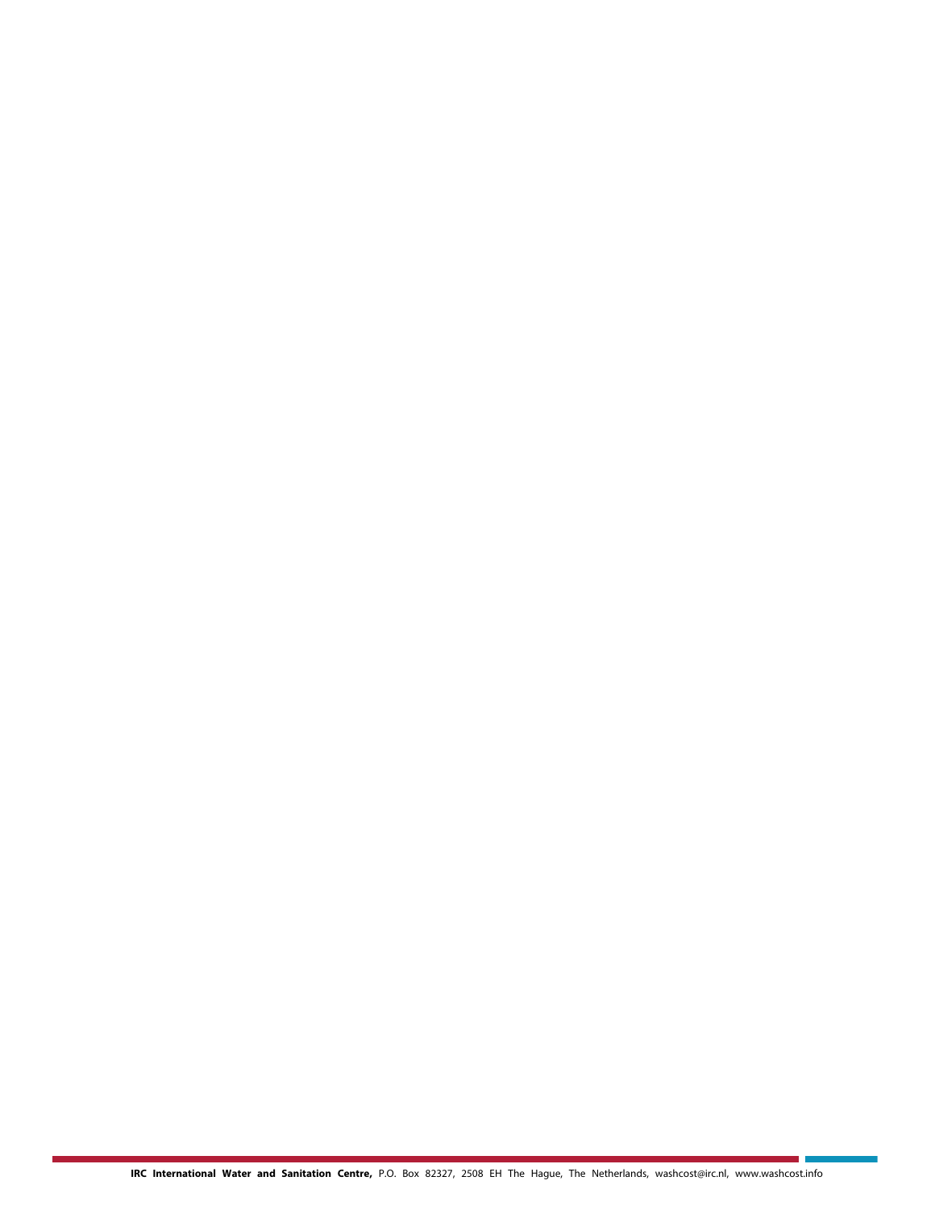**IRC International Water and Sanitation Centre,** P.O. Box 82327, 2508 EH The Hague, The Netherlands, washcost@irc.nl, www.washcost.info